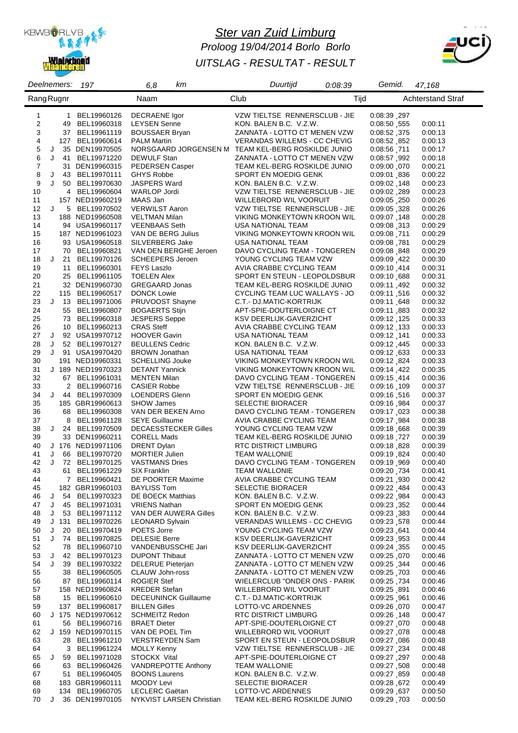# *Ster van Zuid Limburg*

*Proloog 19/04/2014 Borlo Borlo*

*UITSLAG - RESULTAT - RESULT*

*Deelnemers:* *197* | *6,8* *km* | *Duurtijd* *0:08:39* | *Gemid.* *47,168*

| Rang | | Rugnr | | Naam | Club | Tijd | Achterstand | Straf |
|---|---|---|---|---|---|---|---|---|
| 1 | | 1 | BEL19960126 | DECRAENE Igor | VZW TIELTSE RENNERSCLUB - JIE | 0:08:39 ,297 | | |
| 2 | | 49 | BEL19960318 | LEYSEN Senne | KON. BALEN B.C. V.Z.W. | 0:08:50 ,555 | 0:00:11 | |
| 3 | | 37 | BEL19961119 | BOUSSAER Bryan | ZANNATA - LOTTO CT MENEN VZW | 0:08:52 ,375 | 0:00:13 | |
| 4 | | 127 | BEL19960614 | PALM Martin | VERANDAS WILLEMS - CC CHEVIG | 0:08:52 ,852 | 0:00:13 | |
| 5 | J | 35 | DEN19970505 | NORSGAARD JORGENSEN M | TEAM KEL-BERG ROSKILDE JUNIO | 0:08:56 ,711 | 0:00:17 | |
| 6 | J | 41 | BEL19971220 | DEWULF Stan | ZANNATA - LOTTO CT MENEN VZW | 0:08:57 ,992 | 0:00:18 | |
| 7 | | 31 | DEN19960315 | PEDERSEN Casper | TEAM KEL-BERG ROSKILDE JUNIO | 0:09:00 ,070 | 0:00:21 | |
| 8 | J | 43 | BEL19970111 | GHYS Robbe | SPORT EN MOEDIG GENK | 0:09:01 ,836 | 0:00:22 | |
| 9 | J | 50 | BEL19970630 | JASPERS Ward | KON. BALEN B.C. V.Z.W. | 0:09:02 ,148 | 0:00:23 | |
| 10 | | 4 | BEL19960604 | WARLOP Jordi | VZW TIELTSE RENNERSCLUB - JIE | 0:09:02 ,289 | 0:00:23 | |
| 11 | | 157 | NED19960219 | MAAS Jan | WILLEBRORD WIL VOORUIT | 0:09:05 ,250 | 0:00:26 | |
| 12 | J | 5 | BEL19970502 | VERWILST Aaron | VZW TIELTSE RENNERSCLUB - JIE | 0:09:05 ,328 | 0:00:26 | |
| 13 | | 188 | NED19960508 | VELTMAN Milan | VIKING MONKEYTOWN KROON WIL | 0:09:07 ,148 | 0:00:28 | |
| 14 | | 94 | USA19960117 | VEENBAAS Seth | USA NATIONAL TEAM | 0:09:08 ,313 | 0:00:29 | |
| 15 | | 187 | NED19961023 | VAN DE BERG Julius | VIKING MONKEYTOWN KROON WIL | 0:09:08 ,711 | 0:00:29 | |
| 16 | | 93 | USA19960518 | SILVERBERG Jake | USA NATIONAL TEAM | 0:09:08 ,781 | 0:00:29 | |
| 17 | | 70 | BEL19960821 | VAN DEN BERGHE Jeroen | DAVO CYCLING TEAM - TONGEREN | 0:09:08 ,848 | 0:00:29 | |
| 18 | J | 21 | BEL19970126 | SCHEEPERS Jeroen | YOUNG CYCLING TEAM VZW | 0:09:09 ,422 | 0:00:30 | |
| 19 | | 11 | BEL19960301 | FEYS Laszlo | AVIA CRABBE CYCLING TEAM | 0:09:10 ,414 | 0:00:31 | |
| 20 | | 25 | BEL19961105 | TOELEN Alex | SPORT EN STEUN - LEOPOLDSBUR | 0:09:10 ,688 | 0:00:31 | |
| 21 | | 32 | DEN19960730 | GREGAARD Jonas | TEAM KEL-BERG ROSKILDE JUNIO | 0:09:11 ,492 | 0:00:32 | |
| 22 | | 115 | BEL19960517 | DONCK Lowie | CYCLING TEAM LUC WALLAYS - JO | 0:09:11 ,516 | 0:00:32 | |
| 23 | J | 13 | BEL19971006 | PRUVOOST Shayne | C.T.- DJ.MATIC-KORTRIJK | 0:09:11 ,648 | 0:00:32 | |
| 24 | | 55 | BEL19960807 | BOGAERTS Stijn | APT-SPIE-DOUTERLOIGNE CT | 0:09:11 ,883 | 0:00:32 | |
| 25 | | 73 | BEL19960318 | JESPERS Seppe | KSV DEERLIJK-GAVERZICHT | 0:09:12 ,125 | 0:00:33 | |
| 26 | | 10 | BEL19960213 | CRAS Steff | AVIA CRABBE CYCLING TEAM | 0:09:12 ,133 | 0:00:33 | |
| 27 | J | 92 | USA19970712 | HOOVER Gavin | USA NATIONAL TEAM | 0:09:12 ,141 | 0:00:33 | |
| 28 | J | 52 | BEL19970127 | BEULLENS Cedric | KON. BALEN B.C. V.Z.W. | 0:09:12 ,445 | 0:00:33 | |
| 29 | J | 91 | USA19970420 | BROWN Jonathan | USA NATIONAL TEAM | 0:09:12 ,633 | 0:00:33 | |
| 30 | | 191 | NED19960331 | SCHELLING Jouke | VIKING MONKEYTOWN KROON WIL | 0:09:12 ,824 | 0:00:33 | |
| 31 | J | 189 | NED19970323 | DETANT Yannick | VIKING MONKEYTOWN KROON WIL | 0:09:14 ,422 | 0:00:35 | |
| 32 | | 67 | BEL19961031 | MENTEN Milan | DAVO CYCLING TEAM - TONGEREN | 0:09:15 ,414 | 0:00:36 | |
| 33 | | 2 | BEL19960716 | CASIER Robbe | VZW TIELTSE RENNERSCLUB - JIE | 0:09:16 ,109 | 0:00:37 | |
| 34 | J | 44 | BEL19970309 | LOENDERS Glenn | SPORT EN MOEDIG GENK | 0:09:16 ,516 | 0:00:37 | |
| 35 | | 185 | GBR19960613 | SHOW James | SELECTIE BIORACER | 0:09:16 ,984 | 0:00:37 | |
| 36 | | 68 | BEL19960308 | VAN DER BEKEN Arno | DAVO CYCLING TEAM - TONGEREN | 0:09:17 ,023 | 0:00:38 | |
| 37 | | 8 | BEL19961128 | SEYE Guillaume | AVIA CRABBE CYCLING TEAM | 0:09:17 ,984 | 0:00:38 | |
| 38 | J | 24 | BEL19970509 | DECAESSTECKER Gilles | YOUNG CYCLING TEAM VZW | 0:09:18 ,668 | 0:00:39 | |
| 39 | | 33 | DEN19960211 | CORELL Mads | TEAM KEL-BERG ROSKILDE JUNIO | 0:09:18 ,727 | 0:00:39 | |
| 40 | J | 176 | NED19971106 | DRENT Dylan | RTC DISTRICT LIMBURG | 0:09:18 ,828 | 0:00:39 | |
| 41 | J | 66 | BEL19970720 | MORTIER Julien | TEAM WALLONIE | 0:09:19 ,824 | 0:00:40 | |
| 42 | J | 72 | BEL19970125 | VASTMANS Dries | DAVO CYCLING TEAM - TONGEREN | 0:09:19 ,969 | 0:00:40 | |
| 43 | | 61 | BEL19961229 | SIX Franklin | TEAM WALLONIE | 0:09:20 ,734 | 0:00:41 | |
| 44 | | 7 | BEL19960421 | DE POORTER Maxime | AVIA CRABBE CYCLING TEAM | 0:09:21 ,930 | 0:00:42 | |
| 45 | | 182 | GBR19960103 | BAYLISS Tom | SELECTIE BIORACER | 0:09:22 ,484 | 0:00:43 | |
| 46 | J | 54 | BEL19970323 | DE BOECK Matthias | KON. BALEN B.C. V.Z.W. | 0:09:22 ,984 | 0:00:43 | |
| 47 | J | 45 | BEL19971031 | VRIENS Nathan | SPORT EN MOEDIG GENK | 0:09:23 ,352 | 0:00:44 | |
| 48 | J | 53 | BEL19971112 | VAN DER AUWERA Gilles | KON. BALEN B.C. V.Z.W. | 0:09:23 ,383 | 0:00:44 | |
| 49 | J | 131 | BEL19970226 | LEONARD Sylvain | VERANDAS WILLEMS - CC CHEVIG | 0:09:23 ,578 | 0:00:44 | |
| 50 | J | 20 | BEL19970419 | POETS Jorre | YOUNG CYCLING TEAM VZW | 0:09:23 ,641 | 0:00:44 | |
| 51 | J | 74 | BEL19970825 | DELESIE Berre | KSV DEERLIJK-GAVERZICHT | 0:09:23 ,953 | 0:00:44 | |
| 52 | | 78 | BEL19960710 | VANDENBUSSCHE Jari | KSV DEERLIJK-GAVERZICHT | 0:09:24 ,355 | 0:00:45 | |
| 53 | J | 42 | BEL19970123 | DUPONT Thibaut | ZANNATA - LOTTO CT MENEN VZW | 0:09:25 ,070 | 0:00:46 | |
| 54 | J | 39 | BEL19970322 | DELERUE Pieterjan | ZANNATA - LOTTO CT MENEN VZW | 0:09:25 ,344 | 0:00:46 | |
| 55 | | 38 | BEL19960505 | CLAUW John-ross | ZANNATA - LOTTO CT MENEN VZW | 0:09:25 ,703 | 0:00:46 | |
| 56 | | 87 | BEL19960114 | ROGIER Stef | WIELERCLUB "ONDER ONS - PARIK | 0:09:25 ,734 | 0:00:46 | |
| 57 | | 158 | NED19960824 | KREDER Stefan | WILLEBRORD WIL VOORUIT | 0:09:25 ,891 | 0:00:46 | |
| 58 | | 15 | BEL19960610 | DECEUNINCK Guillaume | C.T.- DJ.MATIC-KORTRIJK | 0:09:25 ,961 | 0:00:46 | |
| 59 | | 137 | BEL19960817 | BILLEN Gilles | LOTTO-VC ARDENNES | 0:09:26 ,070 | 0:00:47 | |
| 60 | J | 175 | NED19970612 | SCHMEITZ Redon | RTC DISTRICT LIMBURG | 0:09:26 ,148 | 0:00:47 | |
| 61 | | 56 | BEL19960716 | BRAET Dieter | APT-SPIE-DOUTERLOIGNE CT | 0:09:27 ,070 | 0:00:48 | |
| 62 | J | 159 | NED19970115 | VAN DE POEL Tim | WILLEBRORD WIL VOORUIT | 0:09:27 ,078 | 0:00:48 | |
| 63 | | 28 | BEL19961210 | VERSTREYDEN Sam | SPORT EN STEUN - LEOPOLDSBUR | 0:09:27 ,086 | 0:00:48 | |
| 64 | | 3 | BEL19961224 | MOLLY Kenny | VZW TIELTSE RENNERSCLUB - JIE | 0:09:27 ,234 | 0:00:48 | |
| 65 | J | 59 | BEL19971028 | STOCKX Vital | APT-SPIE-DOUTERLOIGNE CT | 0:09:27 ,297 | 0:00:48 | |
| 66 | | 63 | BEL19960426 | VANDREPOTTE Anthony | TEAM WALLONIE | 0:09:27 ,508 | 0:00:48 | |
| 67 | | 51 | BEL19960405 | BOONS Laurens | KON. BALEN B.C. V.Z.W. | 0:09:27 ,859 | 0:00:48 | |
| 68 | | 183 | GBR19960111 | MOODY Levi | SELECTIE BIORACER | 0:09:28 ,672 | 0:00:49 | |
| 69 | | 134 | BEL19960705 | LECLERC Gaëtan | LOTTO-VC ARDENNES | 0:09:29 ,637 | 0:00:50 | |
| 70 | J | 36 | DEN19970105 | NYKVIST LARSEN Christian | TEAM KEL-BERG ROSKILDE JUNIO | 0:09:29 ,703 | 0:00:50 | |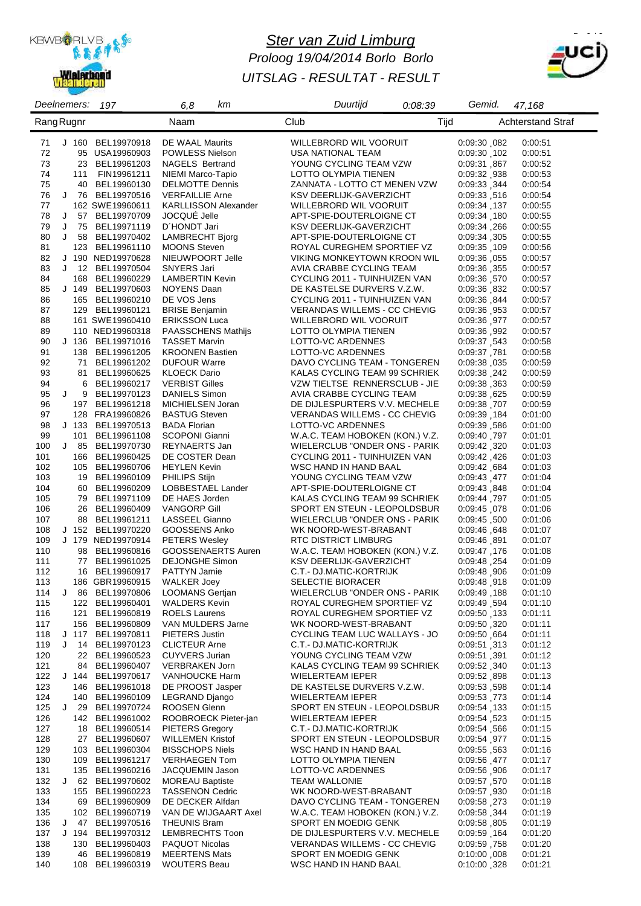# Ster van Zuid Limburg

*Proloog 19/04/2014 Borlo Borlo*

*UITSLAG - RESULTAT - RESULT*

*Deelnemers:* 197 | 6,8 km | *Duurtijd* 0:08:39 | *Gemid.* 47,168

| Rang | | Rugnr | | Naam | Club | Tijd | Achterstand | Straf |
|---|---|---|---|---|---|---|---|---|
| 71 | J | 160 | BEL19970918 | DE WAAL Maurits | WILLEBRORD WIL VOORUIT | 0:09:30 ,082 | 0:00:51 | |
| 72 | | 95 | USA19960903 | POWLESS Nielson | USA NATIONAL TEAM | 0:09:30 ,102 | 0:00:51 | |
| 73 | | 23 | BEL19961203 | NAGELS Bertrand | YOUNG CYCLING TEAM VZW | 0:09:31 ,867 | 0:00:52 | |
| 74 | | 111 | FIN19961211 | NIEMI Marco-Tapio | LOTTO OLYMPIA TIENEN | 0:09:32 ,938 | 0:00:53 | |
| 75 | | 40 | BEL19960130 | DELMOTTE Dennis | ZANNATA - LOTTO CT MENEN VZW | 0:09:33 ,344 | 0:00:54 | |
| 76 | J | 76 | BEL19970516 | VERFAILLIE Arne | KSV DEERLIJK-GAVERZICHT | 0:09:33 ,516 | 0:00:54 | |
| 77 | | 162 | SWE19960611 | KARLLISSON Alexander | WILLEBRORD WIL VOORUIT | 0:09:34 ,137 | 0:00:55 | |
| 78 | J | 57 | BEL19970709 | JOCQUÉ Jelle | APT-SPIE-DOUTERLOIGNE CT | 0:09:34 ,180 | 0:00:55 | |
| 79 | J | 75 | BEL19971119 | D´HONDT Jari | KSV DEERLIJK-GAVERZICHT | 0:09:34 ,266 | 0:00:55 | |
| 80 | J | 58 | BEL19970402 | LAMBRECHT Bjorg | APT-SPIE-DOUTERLOIGNE CT | 0:09:34 ,305 | 0:00:55 | |
| 81 | | 123 | BEL19961110 | MOONS Steven | ROYAL CUREGHEM SPORTIEF VZ | 0:09:35 ,109 | 0:00:56 | |
| 82 | J | 190 | NED19970628 | NIEUWPOORT Jelle | VIKING MONKEYTOWN KROON WIL | 0:09:36 ,055 | 0:00:57 | |
| 83 | J | 12 | BEL19970504 | SNYERS Jari | AVIA CRABBE CYCLING TEAM | 0:09:36 ,355 | 0:00:57 | |
| 84 | | 168 | BEL19960229 | LAMBERTIN Kevin | CYCLING 2011 - TUINHUIZEN VAN | 0:09:36 ,570 | 0:00:57 | |
| 85 | J | 149 | BEL19970603 | NOYENS Daan | DE KASTELSE DURVERS V.Z.W. | 0:09:36 ,832 | 0:00:57 | |
| 86 | | 165 | BEL19960210 | DE VOS Jens | CYCLING 2011 - TUINHUIZEN VAN | 0:09:36 ,844 | 0:00:57 | |
| 87 | | 129 | BEL19960121 | BRISE Benjamin | VERANDAS WILLEMS - CC CHEVIG | 0:09:36 ,953 | 0:00:57 | |
| 88 | | 161 | SWE19960410 | ERIKSSON Luca | WILLEBRORD WIL VOORUIT | 0:09:36 ,977 | 0:00:57 | |
| 89 | | 110 | NED19960318 | PAASSCHENS Mathijs | LOTTO OLYMPIA TIENEN | 0:09:36 ,992 | 0:00:57 | |
| 90 | J | 136 | BEL19971016 | TASSET Marvin | LOTTO-VC ARDENNES | 0:09:37 ,543 | 0:00:58 | |
| 91 | | 138 | BEL19961205 | KROONEN Bastien | LOTTO-VC ARDENNES | 0:09:37 ,781 | 0:00:58 | |
| 92 | | 71 | BEL19961202 | DUFOUR Warre | DAVO CYCLING TEAM - TONGEREN | 0:09:38 ,035 | 0:00:59 | |
| 93 | | 81 | BEL19960625 | KLOECK Dario | KALAS CYCLING TEAM 99 SCHRIEK | 0:09:38 ,242 | 0:00:59 | |
| 94 | | 6 | BEL19960217 | VERBIST Gilles | VZW TIELTSE RENNERSCLUB - JIE | 0:09:38 ,363 | 0:00:59 | |
| 95 | J | 9 | BEL19970123 | DANIELS Simon | AVIA CRABBE CYCLING TEAM | 0:09:38 ,625 | 0:00:59 | |
| 96 | | 197 | BEL19961218 | MICHIELSEN Joran | DE DIJLESPURTERS V.V. MECHELE | 0:09:38 ,707 | 0:00:59 | |
| 97 | | 128 | FRA19960826 | BASTUG Steven | VERANDAS WILLEMS - CC CHEVIG | 0:09:39 ,184 | 0:01:00 | |
| 98 | J | 133 | BEL19970513 | BADA Florian | LOTTO-VC ARDENNES | 0:09:39 ,586 | 0:01:00 | |
| 99 | | 101 | BEL19961108 | SCOPONI Gianni | W.A.C. TEAM HOBOKEN (KON.) V.Z. | 0:09:40 ,797 | 0:01:01 | |
| 100 | J | 85 | BEL19970730 | REYNAERTS Jan | WIELERCLUB "ONDER ONS - PARIK | 0:09:42 ,320 | 0:01:03 | |
| 101 | | 166 | BEL19960425 | DE COSTER Dean | CYCLING 2011 - TUINHUIZEN VAN | 0:09:42 ,426 | 0:01:03 | |
| 102 | | 105 | BEL19960706 | HEYLEN Kevin | WSC HAND IN HAND BAAL | 0:09:42 ,684 | 0:01:03 | |
| 103 | | 19 | BEL19960109 | PHILIPS Stijn | YOUNG CYCLING TEAM VZW | 0:09:43 ,477 | 0:01:04 | |
| 104 | | 60 | BEL19960209 | LOBBESTAEL Lander | APT-SPIE-DOUTERLOIGNE CT | 0:09:43 ,848 | 0:01:04 | |
| 105 | | 79 | BEL19971109 | DE HAES Jorden | KALAS CYCLING TEAM 99 SCHRIEK | 0:09:44 ,797 | 0:01:05 | |
| 106 | | 26 | BEL19960409 | VANGORP Gill | SPORT EN STEUN - LEOPOLDSBUR | 0:09:45 ,078 | 0:01:06 | |
| 107 | | 88 | BEL19961211 | LASSEEL Gianno | WIELERCLUB "ONDER ONS - PARIK | 0:09:45 ,500 | 0:01:06 | |
| 108 | J | 152 | BEL19970220 | GOOSSENS Anko | WK NOORD-WEST-BRABANT | 0:09:46 ,648 | 0:01:07 | |
| 109 | J | 179 | NED19970914 | PETERS Wesley | RTC DISTRICT LIMBURG | 0:09:46 ,891 | 0:01:07 | |
| 110 | | 98 | BEL19960816 | GOOSSENAERTS Auren | W.A.C. TEAM HOBOKEN (KON.) V.Z. | 0:09:47 ,176 | 0:01:08 | |
| 111 | | 77 | BEL19961025 | DEJONGHE Simon | KSV DEERLIJK-GAVERZICHT | 0:09:48 ,254 | 0:01:09 | |
| 112 | | 16 | BEL19960917 | PATTYN Jamie | C.T.- DJ.MATIC-KORTRIJK | 0:09:48 ,906 | 0:01:09 | |
| 113 | | 186 | GBR19960915 | WALKER Joey | SELECTIE BIORACER | 0:09:48 ,918 | 0:01:09 | |
| 114 | J | 86 | BEL19970806 | LOOMANS Gertjan | WIELERCLUB "ONDER ONS - PARIK | 0:09:49 ,188 | 0:01:10 | |
| 115 | | 122 | BEL19960401 | WALDERS Kevin | ROYAL CUREGHEM SPORTIEF VZ | 0:09:49 ,594 | 0:01:10 | |
| 116 | | 121 | BEL19960819 | ROELS Laurens | ROYAL CUREGHEM SPORTIEF VZ | 0:09:50 ,133 | 0:01:11 | |
| 117 | | 156 | BEL19960809 | VAN MULDERS Jarne | WK NOORD-WEST-BRABANT | 0:09:50 ,320 | 0:01:11 | |
| 118 | J | 117 | BEL19970811 | PIETERS Justin | CYCLING TEAM LUC WALLAYS - JO | 0:09:50 ,664 | 0:01:11 | |
| 119 | J | 14 | BEL19970123 | CLICTEUR Arne | C.T.- DJ.MATIC-KORTRIJK | 0:09:51 ,313 | 0:01:12 | |
| 120 | | 22 | BEL19960523 | CUYVERS Jurian | YOUNG CYCLING TEAM VZW | 0:09:51 ,391 | 0:01:12 | |
| 121 | | 84 | BEL19960407 | VERBRAKEN Jorn | KALAS CYCLING TEAM 99 SCHRIEK | 0:09:52 ,340 | 0:01:13 | |
| 122 | J | 144 | BEL19970617 | VANHOUCKE Harm | WIELERTEAM IEPER | 0:09:52 ,898 | 0:01:13 | |
| 123 | | 146 | BEL19961018 | DE PROOST Jasper | DE KASTELSE DURVERS V.Z.W. | 0:09:53 ,598 | 0:01:14 | |
| 124 | | 140 | BEL19960109 | LEGRAND Django | WIELERTEAM IEPER | 0:09:53 ,773 | 0:01:14 | |
| 125 | J | 29 | BEL19970724 | ROOSEN Glenn | SPORT EN STEUN - LEOPOLDSBUR | 0:09:54 ,133 | 0:01:15 | |
| 126 | | 142 | BEL19961002 | ROOBROECK Pieter-jan | WIELERTEAM IEPER | 0:09:54 ,523 | 0:01:15 | |
| 127 | | 18 | BEL19960514 | PIETERS Gregory | C.T.- DJ.MATIC-KORTRIJK | 0:09:54 ,566 | 0:01:15 | |
| 128 | | 27 | BEL19960607 | WILLEMEN Kristof | SPORT EN STEUN - LEOPOLDSBUR | 0:09:54 ,977 | 0:01:15 | |
| 129 | | 103 | BEL19960304 | BISSCHOPS Niels | WSC HAND IN HAND BAAL | 0:09:55 ,563 | 0:01:16 | |
| 130 | | 109 | BEL19961217 | VERHAEGEN Tom | LOTTO OLYMPIA TIENEN | 0:09:56 ,477 | 0:01:17 | |
| 131 | | 135 | BEL19960216 | JACQUEMIN Jason | LOTTO-VC ARDENNES | 0:09:56 ,906 | 0:01:17 | |
| 132 | J | 62 | BEL19970602 | MOREAU Baptiste | TEAM WALLONIE | 0:09:57 ,570 | 0:01:18 | |
| 133 | | 155 | BEL19960223 | TASSENON Cedric | WK NOORD-WEST-BRABANT | 0:09:57 ,930 | 0:01:18 | |
| 134 | | 69 | BEL19960909 | DE DECKER Alfdan | DAVO CYCLING TEAM - TONGEREN | 0:09:58 ,273 | 0:01:19 | |
| 135 | | 102 | BEL19960719 | VAN DE WIJGAART Axel | W.A.C. TEAM HOBOKEN (KON.) V.Z. | 0:09:58 ,344 | 0:01:19 | |
| 136 | J | 47 | BEL19970516 | THEUNIS Bram | SPORT EN MOEDIG GENK | 0:09:58 ,805 | 0:01:19 | |
| 137 | J | 194 | BEL19970312 | LEMBRECHTS Toon | DE DIJLESPURTERS V.V. MECHELE | 0:09:59 ,164 | 0:01:20 | |
| 138 | | 130 | BEL19960403 | PAQUOT Nicolas | VERANDAS WILLEMS - CC CHEVIG | 0:09:59 ,758 | 0:01:20 | |
| 139 | | 46 | BEL19960819 | MEERTENS Mats | SPORT EN MOEDIG GENK | 0:10:00 ,008 | 0:01:21 | |
| 140 | | 108 | BEL19960319 | WOUTERS Beau | WSC HAND IN HAND BAAL | 0:10:00 ,328 | 0:01:21 | |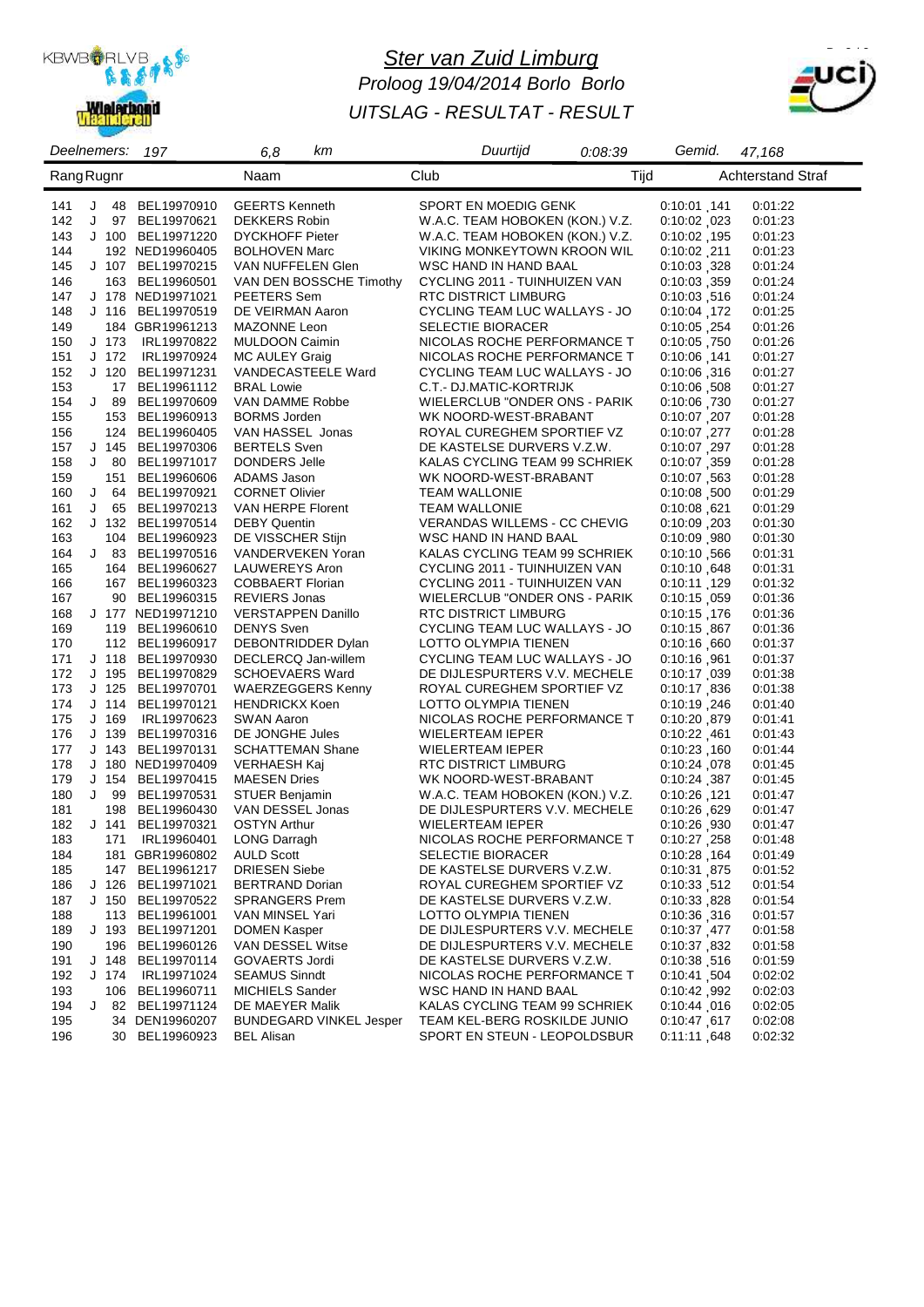# Ster van Zuid Limburg

## Proloog 19/04/2014 Borlo Borlo

## UITSLAG - RESULTAT - RESULT

Deelnemers: 197 | 6,8 km | Duurtijd 0:08:39 | Gemid. 47,168

| Rang | | Rugnr | | Naam | Club | Tijd | Achterstand | Straf |
|---|---|---|---|---|---|---|---|---|
| 141 | J | 48 | BEL19970910 | GEERTS Kenneth | SPORT EN MOEDIG GENK | 0:10:01 ,141 | 0:01:22 | |
| 142 | J | 97 | BEL19970621 | DEKKERS Robin | W.A.C. TEAM HOBOKEN (KON.) V.Z. | 0:10:02 ,023 | 0:01:23 | |
| 143 | J | 100 | BEL19971220 | DYCKHOFF Pieter | W.A.C. TEAM HOBOKEN (KON.) V.Z. | 0:10:02 ,195 | 0:01:23 | |
| 144 | | 192 | NED19960405 | BOLHOVEN Marc | VIKING MONKEYTOWN KROON WIL | 0:10:02 ,211 | 0:01:23 | |
| 145 | J | 107 | BEL19970215 | VAN NUFFELEN Glen | WSC HAND IN HAND BAAL | 0:10:03 ,328 | 0:01:24 | |
| 146 | | 163 | BEL19960501 | VAN DEN BOSSCHE Timothy | CYCLING 2011 - TUINHUIZEN VAN | 0:10:03 ,359 | 0:01:24 | |
| 147 | J | 178 | NED19971021 | PEETERS Sem | RTC DISTRICT LIMBURG | 0:10:03 ,516 | 0:01:24 | |
| 148 | J | 116 | BEL19970519 | DE VEIRMAN Aaron | CYCLING TEAM LUC WALLAYS - JO | 0:10:04 ,172 | 0:01:25 | |
| 149 | | 184 | GBR19961213 | MAZONNE Leon | SELECTIE BIORACER | 0:10:05 ,254 | 0:01:26 | |
| 150 | J | 173 | IRL19970822 | MULDOON Caimin | NICOLAS ROCHE PERFORMANCE T | 0:10:05 ,750 | 0:01:26 | |
| 151 | J | 172 | IRL19970924 | MC AULEY Graig | NICOLAS ROCHE PERFORMANCE T | 0:10:06 ,141 | 0:01:27 | |
| 152 | J | 120 | BEL19971231 | VANDECASTEELE Ward | CYCLING TEAM LUC WALLAYS - JO | 0:10:06 ,316 | 0:01:27 | |
| 153 | | 17 | BEL19961112 | BRAL Lowie | C.T.- DJ.MATIC-KORTRIJK | 0:10:06 ,508 | 0:01:27 | |
| 154 | J | 89 | BEL19970609 | VAN DAMME Robbe | WIELERCLUB "ONDER ONS - PARIK | 0:10:06 ,730 | 0:01:27 | |
| 155 | | 153 | BEL19960913 | BORMS Jorden | WK NOORD-WEST-BRABANT | 0:10:07 ,207 | 0:01:28 | |
| 156 | | 124 | BEL19960405 | VAN HASSEL Jonas | ROYAL CUREGHEM SPORTIEF VZ | 0:10:07 ,277 | 0:01:28 | |
| 157 | J | 145 | BEL19970306 | BERTELS Sven | DE KASTELSE DURVERS V.Z.W. | 0:10:07 ,297 | 0:01:28 | |
| 158 | J | 80 | BEL19971017 | DONDERS Jelle | KALAS CYCLING TEAM 99 SCHRIEK | 0:10:07 ,359 | 0:01:28 | |
| 159 | | 151 | BEL19960606 | ADAMS Jason | WK NOORD-WEST-BRABANT | 0:10:07 ,563 | 0:01:28 | |
| 160 | J | 64 | BEL19970921 | CORNET Olivier | TEAM WALLONIE | 0:10:08 ,500 | 0:01:29 | |
| 161 | J | 65 | BEL19970213 | VAN HERPE Florent | TEAM WALLONIE | 0:10:08 ,621 | 0:01:29 | |
| 162 | J | 132 | BEL19970514 | DEBY Quentin | VERANDAS WILLEMS - CC CHEVIG | 0:10:09 ,203 | 0:01:30 | |
| 163 | | 104 | BEL19960923 | DE VISSCHER Stijn | WSC HAND IN HAND BAAL | 0:10:09 ,980 | 0:01:30 | |
| 164 | J | 83 | BEL19970516 | VANDERVEKEN Yoran | KALAS CYCLING TEAM 99 SCHRIEK | 0:10:10 ,566 | 0:01:31 | |
| 165 | | 164 | BEL19960627 | LAUWEREYS Aron | CYCLING 2011 - TUINHUIZEN VAN | 0:10:10 ,648 | 0:01:31 | |
| 166 | | 167 | BEL19960323 | COBBAERT Florian | CYCLING 2011 - TUINHUIZEN VAN | 0:10:11 ,129 | 0:01:32 | |
| 167 | | 90 | BEL19960315 | REVIERS Jonas | WIELERCLUB "ONDER ONS - PARIK | 0:10:15 ,059 | 0:01:36 | |
| 168 | J | 177 | NED19971210 | VERSTAPPEN Danillo | RTC DISTRICT LIMBURG | 0:10:15 ,176 | 0:01:36 | |
| 169 | | 119 | BEL19960610 | DENYS Sven | CYCLING TEAM LUC WALLAYS - JO | 0:10:15 ,867 | 0:01:36 | |
| 170 | | 112 | BEL19960917 | DEBONTRIDDER Dylan | LOTTO OLYMPIA TIENEN | 0:10:16 ,660 | 0:01:37 | |
| 171 | J | 118 | BEL19970930 | DECLERCQ Jan-willem | CYCLING TEAM LUC WALLAYS - JO | 0:10:16 ,961 | 0:01:37 | |
| 172 | J | 195 | BEL19970829 | SCHOEVAERS Ward | DE DIJLESPURTERS V.V. MECHELE | 0:10:17 ,039 | 0:01:38 | |
| 173 | J | 125 | BEL19970701 | WAERZEGGERS Kenny | ROYAL CUREGHEM SPORTIEF VZ | 0:10:17 ,836 | 0:01:38 | |
| 174 | J | 114 | BEL19970121 | HENDRICKX Koen | LOTTO OLYMPIA TIENEN | 0:10:19 ,246 | 0:01:40 | |
| 175 | J | 169 | IRL19970623 | SWAN Aaron | NICOLAS ROCHE PERFORMANCE T | 0:10:20 ,879 | 0:01:41 | |
| 176 | J | 139 | BEL19970316 | DE JONGHE Jules | WIELERTEAM IEPER | 0:10:22 ,461 | 0:01:43 | |
| 177 | J | 143 | BEL19970131 | SCHATTEMAN Shane | WIELERTEAM IEPER | 0:10:23 ,160 | 0:01:44 | |
| 178 | J | 180 | NED19970409 | VERHAESH Kaj | RTC DISTRICT LIMBURG | 0:10:24 ,078 | 0:01:45 | |
| 179 | J | 154 | BEL19970415 | MAESEN Dries | WK NOORD-WEST-BRABANT | 0:10:24 ,387 | 0:01:45 | |
| 180 | J | 99 | BEL19970531 | STUER Benjamin | W.A.C. TEAM HOBOKEN (KON.) V.Z. | 0:10:26 ,121 | 0:01:47 | |
| 181 | | 198 | BEL19960430 | VAN DESSEL Jonas | DE DIJLESPURTERS V.V. MECHELE | 0:10:26 ,629 | 0:01:47 | |
| 182 | J | 141 | BEL19970321 | OSTYN Arthur | WIELERTEAM IEPER | 0:10:26 ,930 | 0:01:47 | |
| 183 | | 171 | IRL19960401 | LONG Darragh | NICOLAS ROCHE PERFORMANCE T | 0:10:27 ,258 | 0:01:48 | |
| 184 | | 181 | GBR19960802 | AULD Scott | SELECTIE BIORACER | 0:10:28 ,164 | 0:01:49 | |
| 185 | | 147 | BEL19961217 | DRIESEN Siebe | DE KASTELSE DURVERS V.Z.W. | 0:10:31 ,875 | 0:01:52 | |
| 186 | J | 126 | BEL19971021 | BERTRAND Dorian | ROYAL CUREGHEM SPORTIEF VZ | 0:10:33 ,512 | 0:01:54 | |
| 187 | J | 150 | BEL19970522 | SPRANGERS Prem | DE KASTELSE DURVERS V.Z.W. | 0:10:33 ,828 | 0:01:54 | |
| 188 | | 113 | BEL19961001 | VAN MINSEL Yari | LOTTO OLYMPIA TIENEN | 0:10:36 ,316 | 0:01:57 | |
| 189 | J | 193 | BEL19971201 | DOMEN Kasper | DE DIJLESPURTERS V.V. MECHELE | 0:10:37 ,477 | 0:01:58 | |
| 190 | | 196 | BEL19960126 | VAN DESSEL Witse | DE DIJLESPURTERS V.V. MECHELE | 0:10:37 ,832 | 0:01:58 | |
| 191 | J | 148 | BEL19970114 | GOVAERTS Jordi | DE KASTELSE DURVERS V.Z.W. | 0:10:38 ,516 | 0:01:59 | |
| 192 | J | 174 | IRL19971024 | SEAMUS Sinndt | NICOLAS ROCHE PERFORMANCE T | 0:10:41 ,504 | 0:02:02 | |
| 193 | | 106 | BEL19960711 | MICHIELS Sander | WSC HAND IN HAND BAAL | 0:10:42 ,992 | 0:02:03 | |
| 194 | J | 82 | BEL19971124 | DE MAEYER Malik | KALAS CYCLING TEAM 99 SCHRIEK | 0:10:44 ,016 | 0:02:05 | |
| 195 | | 34 | DEN19960207 | BUNDEGARD VINKEL Jesper | TEAM KEL-BERG ROSKILDE JUNIO | 0:10:47 ,617 | 0:02:08 | |
| 196 | | 30 | BEL19960923 | BEL Alisan | SPORT EN STEUN - LEOPOLDSBUR | 0:11:11 ,648 | 0:02:32 | |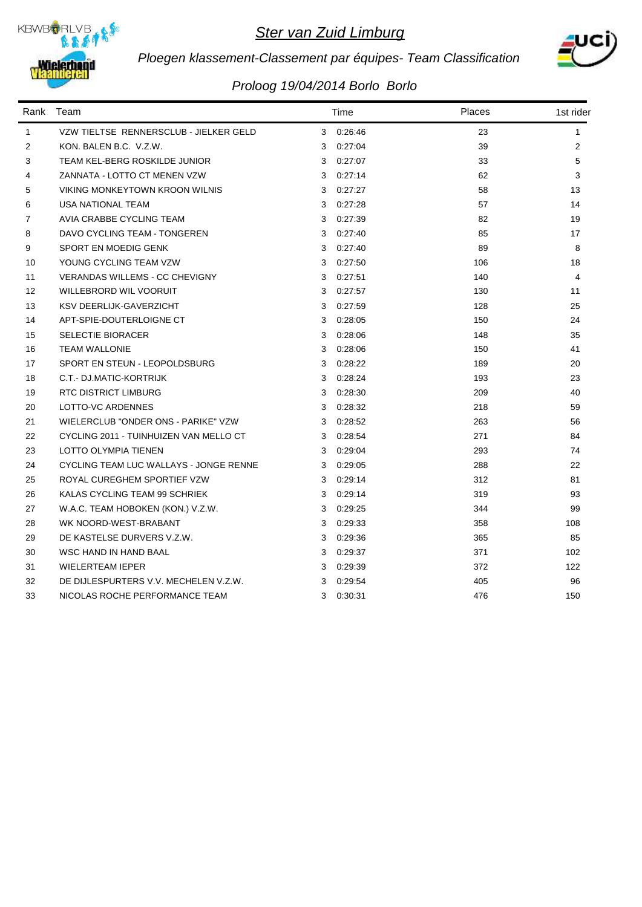# Ster van Zuid Limburg

*Ploegen klassement-Classement par équipes- Team Classification*

*Proloog 19/04/2014 Borlo Borlo*

| Rank | Team | | Time | Places | 1st rider |
|---|---|---|---|---|---|
| 1 | VZW TIELTSE RENNERSCLUB - JIELKER GELD | 3 | 0:26:46 | 23 | 1 |
| 2 | KON. BALEN B.C. V.Z.W. | 3 | 0:27:04 | 39 | 2 |
| 3 | TEAM KEL-BERG ROSKILDE JUNIOR | 3 | 0:27:07 | 33 | 5 |
| 4 | ZANNATA - LOTTO CT MENEN VZW | 3 | 0:27:14 | 62 | 3 |
| 5 | VIKING MONKEYTOWN KROON WILNIS | 3 | 0:27:27 | 58 | 13 |
| 6 | USA NATIONAL TEAM | 3 | 0:27:28 | 57 | 14 |
| 7 | AVIA CRABBE CYCLING TEAM | 3 | 0:27:39 | 82 | 19 |
| 8 | DAVO CYCLING TEAM - TONGEREN | 3 | 0:27:40 | 85 | 17 |
| 9 | SPORT EN MOEDIG GENK | 3 | 0:27:40 | 89 | 8 |
| 10 | YOUNG CYCLING TEAM VZW | 3 | 0:27:50 | 106 | 18 |
| 11 | VERANDAS WILLEMS - CC CHEVIGNY | 3 | 0:27:51 | 140 | 4 |
| 12 | WILLEBRORD WIL VOORUIT | 3 | 0:27:57 | 130 | 11 |
| 13 | KSV DEERLIJK-GAVERZICHT | 3 | 0:27:59 | 128 | 25 |
| 14 | APT-SPIE-DOUTERLOIGNE CT | 3 | 0:28:05 | 150 | 24 |
| 15 | SELECTIE BIORACER | 3 | 0:28:06 | 148 | 35 |
| 16 | TEAM WALLONIE | 3 | 0:28:06 | 150 | 41 |
| 17 | SPORT EN STEUN - LEOPOLDSBURG | 3 | 0:28:22 | 189 | 20 |
| 18 | C.T.- DJ.MATIC-KORTRIJK | 3 | 0:28:24 | 193 | 23 |
| 19 | RTC DISTRICT LIMBURG | 3 | 0:28:30 | 209 | 40 |
| 20 | LOTTO-VC ARDENNES | 3 | 0:28:32 | 218 | 59 |
| 21 | WIELERCLUB "ONDER ONS - PARIKE" VZW | 3 | 0:28:52 | 263 | 56 |
| 22 | CYCLING 2011 - TUINHUIZEN VAN MELLO CT | 3 | 0:28:54 | 271 | 84 |
| 23 | LOTTO OLYMPIA TIENEN | 3 | 0:29:04 | 293 | 74 |
| 24 | CYCLING TEAM LUC WALLAYS - JONGE RENNE | 3 | 0:29:05 | 288 | 22 |
| 25 | ROYAL CUREGHEM SPORTIEF VZW | 3 | 0:29:14 | 312 | 81 |
| 26 | KALAS CYCLING TEAM 99 SCHRIEK | 3 | 0:29:14 | 319 | 93 |
| 27 | W.A.C. TEAM HOBOKEN (KON.) V.Z.W. | 3 | 0:29:25 | 344 | 99 |
| 28 | WK NOORD-WEST-BRABANT | 3 | 0:29:33 | 358 | 108 |
| 29 | DE KASTELSE DURVERS V.Z.W. | 3 | 0:29:36 | 365 | 85 |
| 30 | WSC HAND IN HAND BAAL | 3 | 0:29:37 | 371 | 102 |
| 31 | WIELERTEAM IEPER | 3 | 0:29:39 | 372 | 122 |
| 32 | DE DIJLESPURTERS V.V. MECHELEN V.Z.W. | 3 | 0:29:54 | 405 | 96 |
| 33 | NICOLAS ROCHE PERFORMANCE TEAM | 3 | 0:30:31 | 476 | 150 |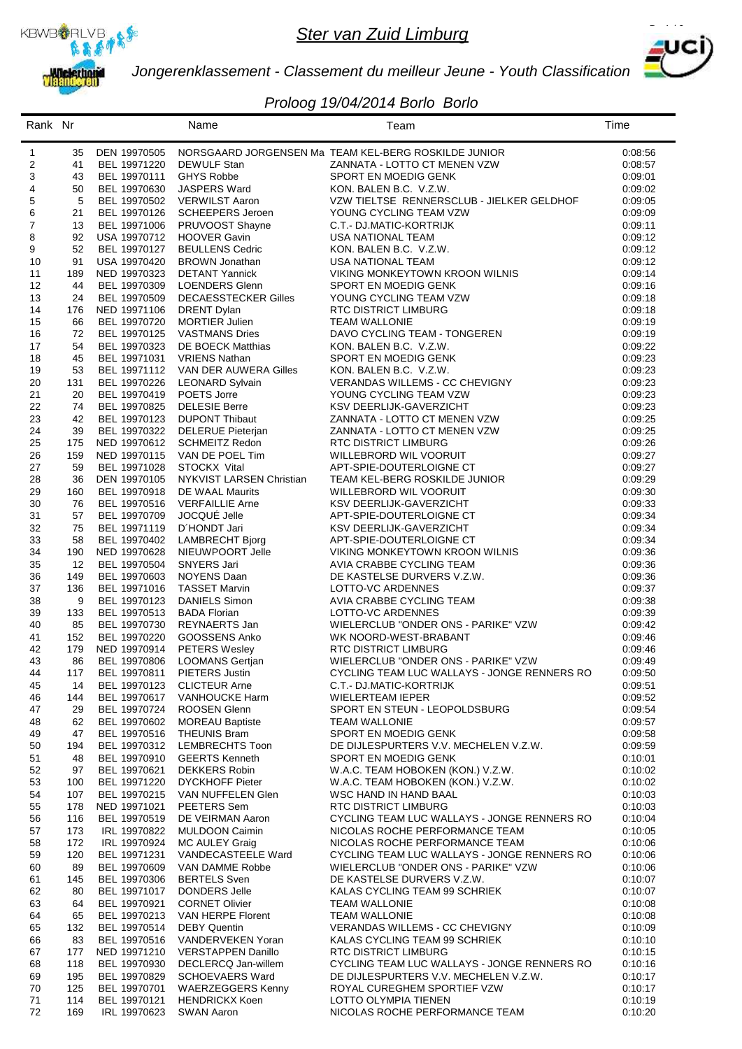# Ster van Zuid Limburg

*Jongerenklassement - Classement du meilleur Jeune - Youth Classification*

*Proloog 19/04/2014 Borlo Borlo*

| Rank | Nr | | Name | Team | Time |
|---|---|---|---|---|---|
| 1 | 35 | DEN 19970505 | NORSGAARD JORGENSEN Ma | TEAM KEL-BERG ROSKILDE JUNIOR | 0:08:56 |
| 2 | 41 | BEL 19971220 | DEWULF Stan | ZANNATA - LOTTO CT MENEN VZW | 0:08:57 |
| 3 | 43 | BEL 19970111 | GHYS Robbe | SPORT EN MOEDIG GENK | 0:09:01 |
| 4 | 50 | BEL 19970630 | JASPERS Ward | KON. BALEN B.C. V.Z.W. | 0:09:02 |
| 5 | 5 | BEL 19970502 | VERWILST Aaron | VZW TIELTSE RENNERSCLUB - JIELKER GELDHOF | 0:09:05 |
| 6 | 21 | BEL 19970126 | SCHEEPERS Jeroen | YOUNG CYCLING TEAM VZW | 0:09:09 |
| 7 | 13 | BEL 19971006 | PRUVOOST Shayne | C.T.- DJ.MATIC-KORTRIJK | 0:09:11 |
| 8 | 92 | USA 19970712 | HOOVER Gavin | USA NATIONAL TEAM | 0:09:12 |
| 9 | 52 | BEL 19970127 | BEULLENS Cedric | KON. BALEN B.C. V.Z.W. | 0:09:12 |
| 10 | 91 | USA 19970420 | BROWN Jonathan | USA NATIONAL TEAM | 0:09:12 |
| 11 | 189 | NED 19970323 | DETANT Yannick | VIKING MONKEYTOWN KROON WILNIS | 0:09:14 |
| 12 | 44 | BEL 19970309 | LOENDERS Glenn | SPORT EN MOEDIG GENK | 0:09:16 |
| 13 | 24 | BEL 19970509 | DECAESSTECKER Gilles | YOUNG CYCLING TEAM VZW | 0:09:18 |
| 14 | 176 | NED 19971106 | DRENT Dylan | RTC DISTRICT LIMBURG | 0:09:18 |
| 15 | 66 | BEL 19970720 | MORTIER Julien | TEAM WALLONIE | 0:09:19 |
| 16 | 72 | BEL 19970125 | VASTMANS Dries | DAVO CYCLING TEAM - TONGEREN | 0:09:19 |
| 17 | 54 | BEL 19970323 | DE BOECK Matthias | KON. BALEN B.C. V.Z.W. | 0:09:22 |
| 18 | 45 | BEL 19971031 | VRIENS Nathan | SPORT EN MOEDIG GENK | 0:09:23 |
| 19 | 53 | BEL 19971112 | VAN DER AUWERA Gilles | KON. BALEN B.C. V.Z.W. | 0:09:23 |
| 20 | 131 | BEL 19970226 | LEONARD Sylvain | VERANDAS WILLEMS - CC CHEVIGNY | 0:09:23 |
| 21 | 20 | BEL 19970419 | POETS Jorre | YOUNG CYCLING TEAM VZW | 0:09:23 |
| 22 | 74 | BEL 19970825 | DELESIE Berre | KSV DEERLIJK-GAVERZICHT | 0:09:23 |
| 23 | 42 | BEL 19970123 | DUPONT Thibaut | ZANNATA - LOTTO CT MENEN VZW | 0:09:25 |
| 24 | 39 | BEL 19970322 | DELERUE Pieterjan | ZANNATA - LOTTO CT MENEN VZW | 0:09:25 |
| 25 | 175 | NED 19970612 | SCHMEITZ Redon | RTC DISTRICT LIMBURG | 0:09:26 |
| 26 | 159 | NED 19970115 | VAN DE POEL Tim | WILLEBRORD WIL VOORUIT | 0:09:27 |
| 27 | 59 | BEL 19971028 | STOCKX Vital | APT-SPIE-DOUTERLOIGNE CT | 0:09:27 |
| 28 | 36 | DEN 19970105 | NYKVIST LARSEN Christian | TEAM KEL-BERG ROSKILDE JUNIOR | 0:09:29 |
| 29 | 160 | BEL 19970918 | DE WAAL Maurits | WILLEBRORD WIL VOORUIT | 0:09:30 |
| 30 | 76 | BEL 19970516 | VERFAILLIE Arne | KSV DEERLIJK-GAVERZICHT | 0:09:33 |
| 31 | 57 | BEL 19970709 | JOCQUÉ Jelle | APT-SPIE-DOUTERLOIGNE CT | 0:09:34 |
| 32 | 75 | BEL 19971119 | D´HONDT Jari | KSV DEERLIJK-GAVERZICHT | 0:09:34 |
| 33 | 58 | BEL 19970402 | LAMBRECHT Bjorg | APT-SPIE-DOUTERLOIGNE CT | 0:09:34 |
| 34 | 190 | NED 19970628 | NIEUWPOORT Jelle | VIKING MONKEYTOWN KROON WILNIS | 0:09:36 |
| 35 | 12 | BEL 19970504 | SNYERS Jari | AVIA CRABBE CYCLING TEAM | 0:09:36 |
| 36 | 149 | BEL 19970603 | NOYENS Daan | DE KASTELSE DURVERS V.Z.W. | 0:09:36 |
| 37 | 136 | BEL 19971016 | TASSET Marvin | LOTTO-VC ARDENNES | 0:09:37 |
| 38 | 9 | BEL 19970123 | DANIELS Simon | AVIA CRABBE CYCLING TEAM | 0:09:38 |
| 39 | 133 | BEL 19970513 | BADA Florian | LOTTO-VC ARDENNES | 0:09:39 |
| 40 | 85 | BEL 19970730 | REYNAERTS Jan | WIELERCLUB "ONDER ONS - PARIKE" VZW | 0:09:42 |
| 41 | 152 | BEL 19970220 | GOOSSENS Anko | WK NOORD-WEST-BRABANT | 0:09:46 |
| 42 | 179 | NED 19970914 | PETERS Wesley | RTC DISTRICT LIMBURG | 0:09:46 |
| 43 | 86 | BEL 19970806 | LOOMANS Gertjan | WIELERCLUB "ONDER ONS - PARIKE" VZW | 0:09:49 |
| 44 | 117 | BEL 19970811 | PIETERS Justin | CYCLING TEAM LUC WALLAYS - JONGE RENNERS RO | 0:09:50 |
| 45 | 14 | BEL 19970123 | CLICTEUR Arne | C.T.- DJ.MATIC-KORTRIJK | 0:09:51 |
| 46 | 144 | BEL 19970617 | VANHOUCKE Harm | WIELERTEAM IEPER | 0:09:52 |
| 47 | 29 | BEL 19970724 | ROOSEN Glenn | SPORT EN STEUN - LEOPOLDSBURG | 0:09:54 |
| 48 | 62 | BEL 19970602 | MOREAU Baptiste | TEAM WALLONIE | 0:09:57 |
| 49 | 47 | BEL 19970516 | THEUNIS Bram | SPORT EN MOEDIG GENK | 0:09:58 |
| 50 | 194 | BEL 19970312 | LEMBRECHTS Toon | DE DIJLESPURTERS V.V. MECHELEN V.Z.W. | 0:09:59 |
| 51 | 48 | BEL 19970910 | GEERTS Kenneth | SPORT EN MOEDIG GENK | 0:10:01 |
| 52 | 97 | BEL 19970621 | DEKKERS Robin | W.A.C. TEAM HOBOKEN (KON.) V.Z.W. | 0:10:02 |
| 53 | 100 | BEL 19971220 | DYCKHOFF Pieter | W.A.C. TEAM HOBOKEN (KON.) V.Z.W. | 0:10:02 |
| 54 | 107 | BEL 19970215 | VAN NUFFELEN Glen | WSC HAND IN HAND BAAL | 0:10:03 |
| 55 | 178 | NED 19971021 | PEETERS Sem | RTC DISTRICT LIMBURG | 0:10:03 |
| 56 | 116 | BEL 19970519 | DE VEIRMAN Aaron | CYCLING TEAM LUC WALLAYS - JONGE RENNERS RO | 0:10:04 |
| 57 | 173 | IRL 19970822 | MULDOON Caimin | NICOLAS ROCHE PERFORMANCE TEAM | 0:10:05 |
| 58 | 172 | IRL 19970924 | MC AULEY Graig | NICOLAS ROCHE PERFORMANCE TEAM | 0:10:06 |
| 59 | 120 | BEL 19971231 | VANDECASTEELE Ward | CYCLING TEAM LUC WALLAYS - JONGE RENNERS RO | 0:10:06 |
| 60 | 89 | BEL 19970609 | VAN DAMME Robbe | WIELERCLUB "ONDER ONS - PARIKE" VZW | 0:10:06 |
| 61 | 145 | BEL 19970306 | BERTELS Sven | DE KASTELSE DURVERS V.Z.W. | 0:10:07 |
| 62 | 80 | BEL 19971017 | DONDERS Jelle | KALAS CYCLING TEAM 99 SCHRIEK | 0:10:07 |
| 63 | 64 | BEL 19970921 | CORNET Olivier | TEAM WALLONIE | 0:10:08 |
| 64 | 65 | BEL 19970213 | VAN HERPE Florent | TEAM WALLONIE | 0:10:08 |
| 65 | 132 | BEL 19970514 | DEBY Quentin | VERANDAS WILLEMS - CC CHEVIGNY | 0:10:09 |
| 66 | 83 | BEL 19970516 | VANDERVEKEN Yoran | KALAS CYCLING TEAM 99 SCHRIEK | 0:10:10 |
| 67 | 177 | NED 19971210 | VERSTAPPEN Danillo | RTC DISTRICT LIMBURG | 0:10:15 |
| 68 | 118 | BEL 19970930 | DECLERCQ Jan-willem | CYCLING TEAM LUC WALLAYS - JONGE RENNERS RO | 0:10:16 |
| 69 | 195 | BEL 19970829 | SCHOEVAERS Ward | DE DIJLESPURTERS V.V. MECHELEN V.Z.W. | 0:10:17 |
| 70 | 125 | BEL 19970701 | WAERZEGGERS Kenny | ROYAL CUREGHEM SPORTIEF VZW | 0:10:17 |
| 71 | 114 | BEL 19970121 | HENDRICKX Koen | LOTTO OLYMPIA TIENEN | 0:10:19 |
| 72 | 169 | IRL 19970623 | SWAN Aaron | NICOLAS ROCHE PERFORMANCE TEAM | 0:10:20 |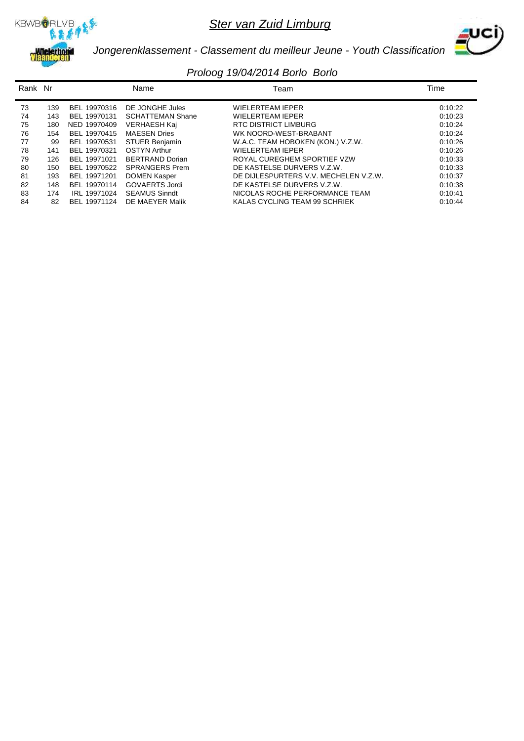# Ster van Zuid Limburg

## Jongerenklassement - Classement du meilleur Jeune - Youth Classification

### Proloog 19/04/2014 Borlo Borlo

| Rank | Nr | | Name | Team | Time |
|---|---|---|---|---|---|
| 73 | 139 | BEL 19970316 | DE JONGHE Jules | WIELERTEAM IEPER | 0:10:22 |
| 74 | 143 | BEL 19970131 | SCHATTEMAN Shane | WIELERTEAM IEPER | 0:10:23 |
| 75 | 180 | NED 19970409 | VERHAESH Kaj | RTC DISTRICT LIMBURG | 0:10:24 |
| 76 | 154 | BEL 19970415 | MAESEN Dries | WK NOORD-WEST-BRABANT | 0:10:24 |
| 77 | 99 | BEL 19970531 | STUER Benjamin | W.A.C. TEAM HOBOKEN (KON.) V.Z.W. | 0:10:26 |
| 78 | 141 | BEL 19970321 | OSTYN Arthur | WIELERTEAM IEPER | 0:10:26 |
| 79 | 126 | BEL 19971021 | BERTRAND Dorian | ROYAL CUREGHEM SPORTIEF VZW | 0:10:33 |
| 80 | 150 | BEL 19970522 | SPRANGERS Prem | DE KASTELSE DURVERS V.Z.W. | 0:10:33 |
| 81 | 193 | BEL 19971201 | DOMEN Kasper | DE DIJLESPURTERS V.V. MECHELEN V.Z.W. | 0:10:37 |
| 82 | 148 | BEL 19970114 | GOVAERTS Jordi | DE KASTELSE DURVERS V.Z.W. | 0:10:38 |
| 83 | 174 | IRL 19971024 | SEAMUS Sinndt | NICOLAS ROCHE PERFORMANCE TEAM | 0:10:41 |
| 84 | 82 | BEL 19971124 | DE MAEYER Malik | KALAS CYCLING TEAM 99 SCHRIEK | 0:10:44 |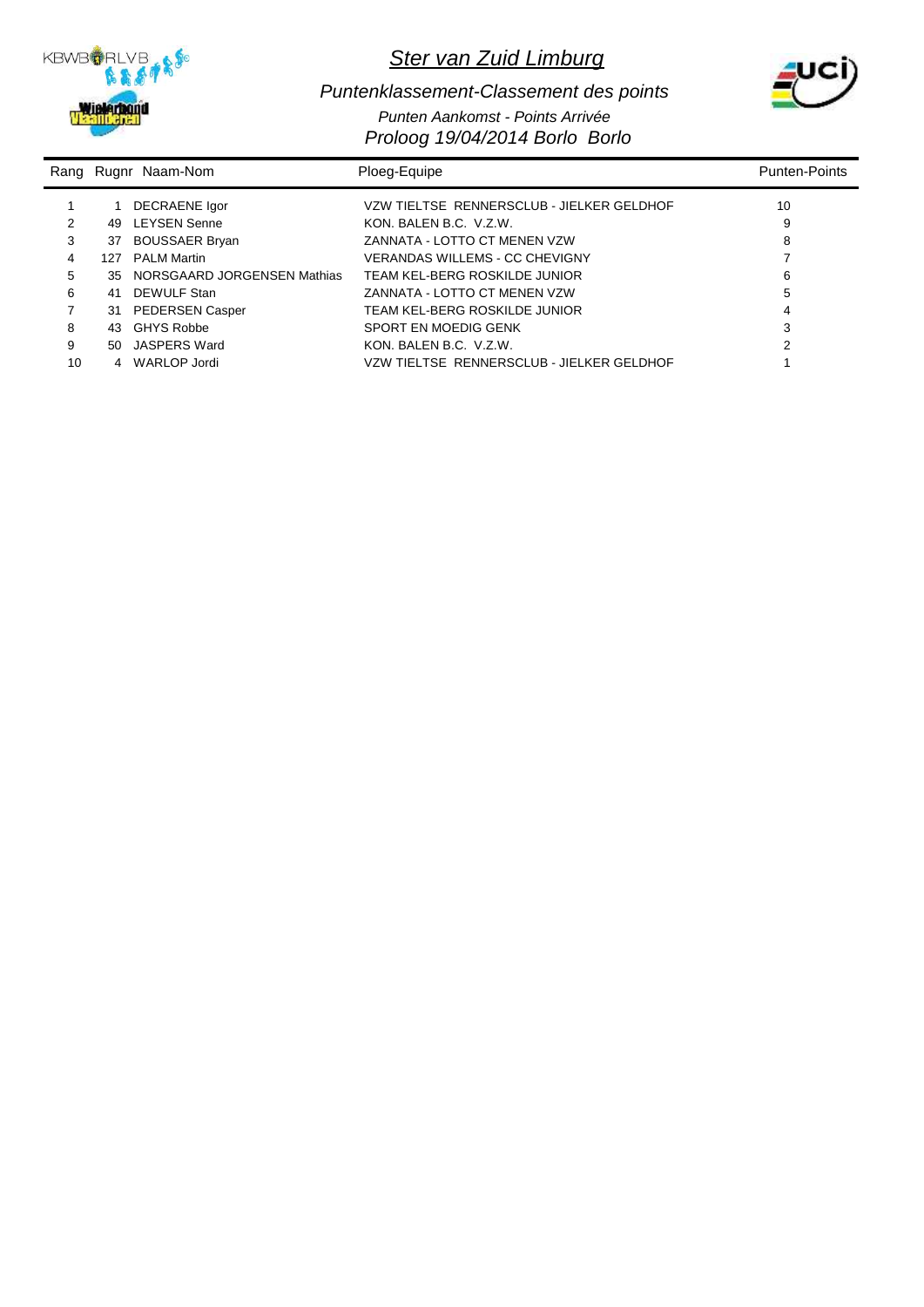# Ster van Zuid Limburg

*Puntenklassement-Classement des points*

*Punten Aankomst - Points Arrivée*

*Proloog 19/04/2014 Borlo Borlo*

| Rang | Rugnr | Naam-Nom | Ploeg-Equipe | Punten-Points |
|---|---|---|---|---|
| 1 | 1 | DECRAENE Igor | VZW TIELTSE RENNERSCLUB - JIELKER GELDHOF | 10 |
| 2 | 49 | LEYSEN Senne | KON. BALEN B.C. V.Z.W. | 9 |
| 3 | 37 | BOUSSAER Bryan | ZANNATA - LOTTO CT MENEN VZW | 8 |
| 4 | 127 | PALM Martin | VERANDAS WILLEMS - CC CHEVIGNY | 7 |
| 5 | 35 | NORSGAARD JORGENSEN Mathias | TEAM KEL-BERG ROSKILDE JUNIOR | 6 |
| 6 | 41 | DEWULF Stan | ZANNATA - LOTTO CT MENEN VZW | 5 |
| 7 | 31 | PEDERSEN Casper | TEAM KEL-BERG ROSKILDE JUNIOR | 4 |
| 8 | 43 | GHYS Robbe | SPORT EN MOEDIG GENK | 3 |
| 9 | 50 | JASPERS Ward | KON. BALEN B.C. V.Z.W. | 2 |
| 10 | 4 | WARLOP Jordi | VZW TIELTSE RENNERSCLUB - JIELKER GELDHOF | 1 |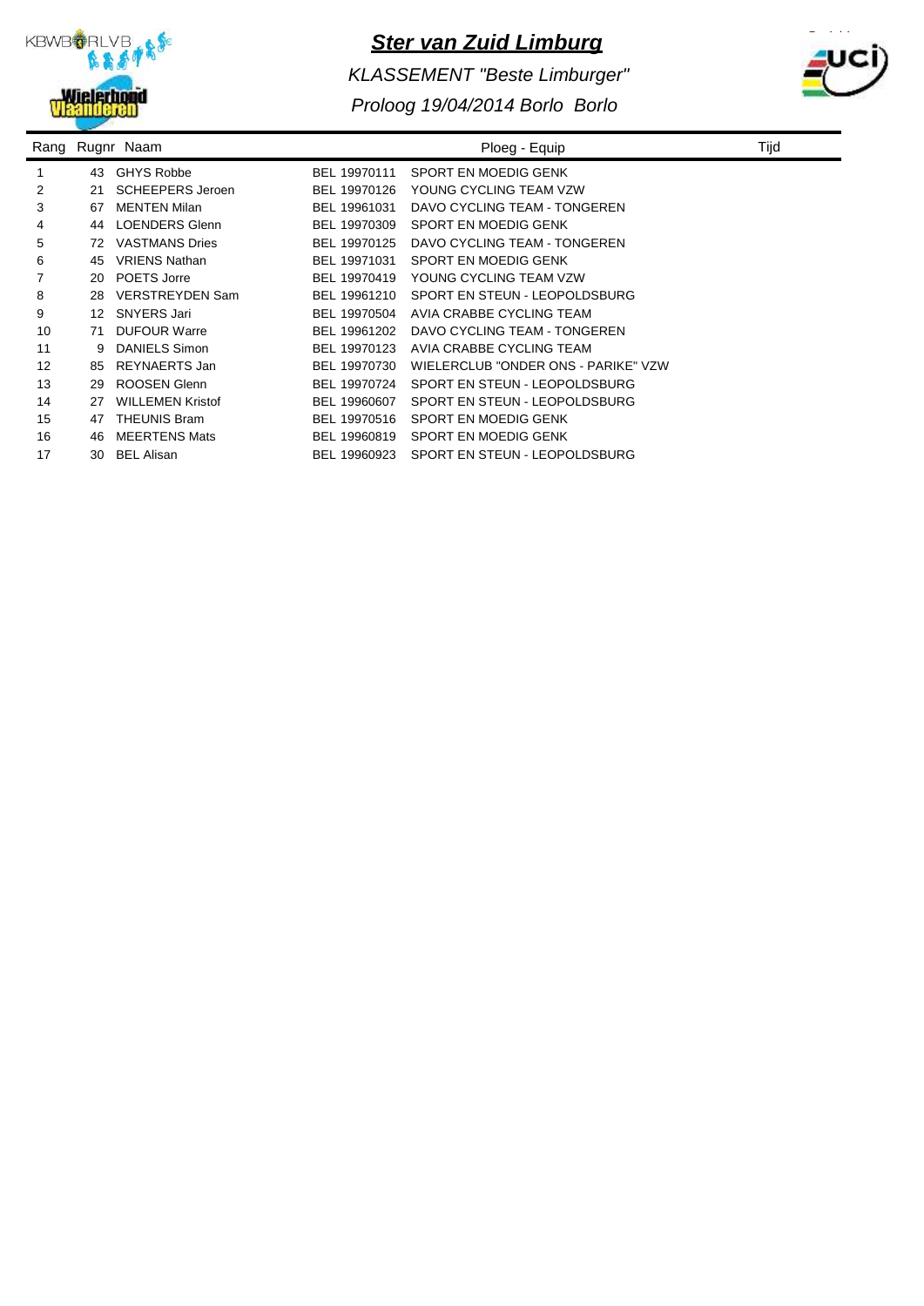# Ster van Zuid Limburg

*KLASSEMENT "Beste Limburger"*

*Proloog 19/04/2014 Borlo Borlo*

| Rang | Rugnr | Naam | | Ploeg - Equip | Tijd |
|---|---|---|---|---|---|
| 1 | 43 | GHYS Robbe | BEL 19970111 | SPORT EN MOEDIG GENK | |
| 2 | 21 | SCHEEPERS Jeroen | BEL 19970126 | YOUNG CYCLING TEAM VZW | |
| 3 | 67 | MENTEN Milan | BEL 19961031 | DAVO CYCLING TEAM - TONGEREN | |
| 4 | 44 | LOENDERS Glenn | BEL 19970309 | SPORT EN MOEDIG GENK | |
| 5 | 72 | VASTMANS Dries | BEL 19970125 | DAVO CYCLING TEAM - TONGEREN | |
| 6 | 45 | VRIENS Nathan | BEL 19971031 | SPORT EN MOEDIG GENK | |
| 7 | 20 | POETS Jorre | BEL 19970419 | YOUNG CYCLING TEAM VZW | |
| 8 | 28 | VERSTREYDEN Sam | BEL 19961210 | SPORT EN STEUN - LEOPOLDSBURG | |
| 9 | 12 | SNYERS Jari | BEL 19970504 | AVIA CRABBE CYCLING TEAM | |
| 10 | 71 | DUFOUR Warre | BEL 19961202 | DAVO CYCLING TEAM - TONGEREN | |
| 11 | 9 | DANIELS Simon | BEL 19970123 | AVIA CRABBE CYCLING TEAM | |
| 12 | 85 | REYNAERTS Jan | BEL 19970730 | WIELERCLUB "ONDER ONS - PARIKE" VZW | |
| 13 | 29 | ROOSEN Glenn | BEL 19970724 | SPORT EN STEUN - LEOPOLDSBURG | |
| 14 | 27 | WILLEMEN Kristof | BEL 19960607 | SPORT EN STEUN - LEOPOLDSBURG | |
| 15 | 47 | THEUNIS Bram | BEL 19970516 | SPORT EN MOEDIG GENK | |
| 16 | 46 | MEERTENS Mats | BEL 19960819 | SPORT EN MOEDIG GENK | |
| 17 | 30 | BEL Alisan | BEL 19960923 | SPORT EN STEUN - LEOPOLDSBURG | |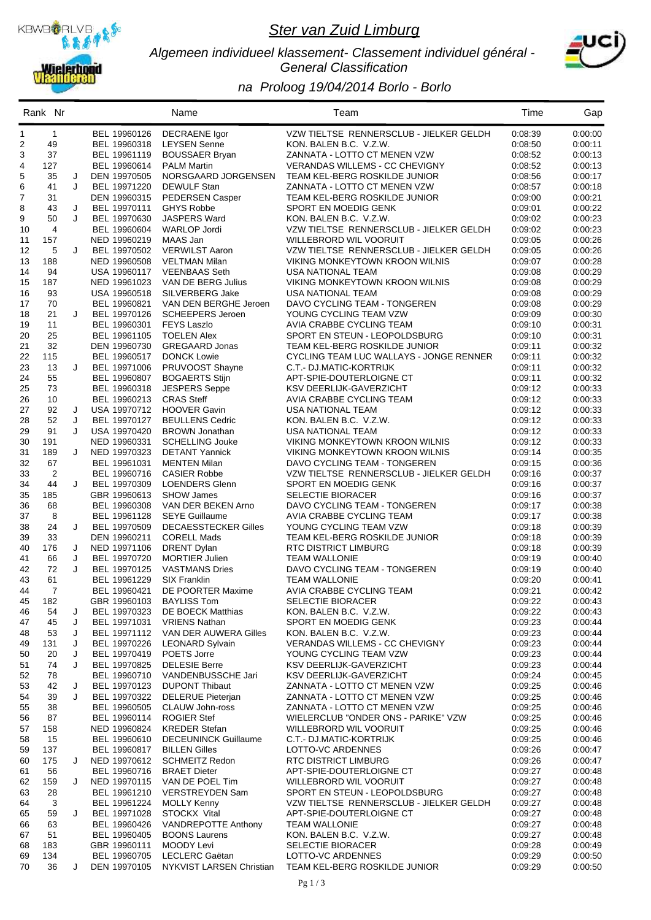# Ster van Zuid Limburg

*Algemeen individueel klassement- Classement individuel général - General Classification*

## *na Proloog 19/04/2014 Borlo - Borlo*

| Rank | Nr | | | Name | Team | Time | Gap |
|---|---|---|---|---|---|---|---|
| 1 | 1 | | BEL 19960126 | DECRAENE Igor | VZW TIELTSE RENNERSCLUB - JIELKER GELDH | 0:08:39 | 0:00:00 |
| 2 | 49 | | BEL 19960318 | LEYSEN Senne | KON. BALEN B.C. V.Z.W. | 0:08:50 | 0:00:11 |
| 3 | 37 | | BEL 19961119 | BOUSSAER Bryan | ZANNATA - LOTTO CT MENEN VZW | 0:08:52 | 0:00:13 |
| 4 | 127 | | BEL 19960614 | PALM Martin | VERANDAS WILLEMS - CC CHEVIGNY | 0:08:52 | 0:00:13 |
| 5 | 35 | J | DEN 19970505 | NORSGAARD JORGENSEN | TEAM KEL-BERG ROSKILDE JUNIOR | 0:08:56 | 0:00:17 |
| 6 | 41 | J | BEL 19971220 | DEWULF Stan | ZANNATA - LOTTO CT MENEN VZW | 0:08:57 | 0:00:18 |
| 7 | 31 | | DEN 19960315 | PEDERSEN Casper | TEAM KEL-BERG ROSKILDE JUNIOR | 0:09:00 | 0:00:21 |
| 8 | 43 | J | BEL 19970111 | GHYS Robbe | SPORT EN MOEDIG GENK | 0:09:01 | 0:00:22 |
| 9 | 50 | J | BEL 19970630 | JASPERS Ward | KON. BALEN B.C. V.Z.W. | 0:09:02 | 0:00:23 |
| 10 | 4 | | BEL 19960604 | WARLOP Jordi | VZW TIELTSE RENNERSCLUB - JIELKER GELDH | 0:09:02 | 0:00:23 |
| 11 | 157 | | NED 19960219 | MAAS Jan | WILLEBRORD WIL VOORUIT | 0:09:05 | 0:00:26 |
| 12 | 5 | J | BEL 19970502 | VERWILST Aaron | VZW TIELTSE RENNERSCLUB - JIELKER GELDH | 0:09:05 | 0:00:26 |
| 13 | 188 | | NED 19960508 | VELTMAN Milan | VIKING MONKEYTOWN KROON WILNIS | 0:09:07 | 0:00:28 |
| 14 | 94 | | USA 19960117 | VEENBAAS Seth | USA NATIONAL TEAM | 0:09:08 | 0:00:29 |
| 15 | 187 | | NED 19961023 | VAN DE BERG Julius | VIKING MONKEYTOWN KROON WILNIS | 0:09:08 | 0:00:29 |
| 16 | 93 | | USA 19960518 | SILVERBERG Jake | USA NATIONAL TEAM | 0:09:08 | 0:00:29 |
| 17 | 70 | | BEL 19960821 | VAN DEN BERGHE Jeroen | DAVO CYCLING TEAM - TONGEREN | 0:09:08 | 0:00:29 |
| 18 | 21 | J | BEL 19970126 | SCHEEPERS Jeroen | YOUNG CYCLING TEAM VZW | 0:09:09 | 0:00:30 |
| 19 | 11 | | BEL 19960301 | FEYS Laszlo | AVIA CRABBE CYCLING TEAM | 0:09:10 | 0:00:31 |
| 20 | 25 | | BEL 19961105 | TOELEN Alex | SPORT EN STEUN - LEOPOLDSBURG | 0:09:10 | 0:00:31 |
| 21 | 32 | | DEN 19960730 | GREGAARD Jonas | TEAM KEL-BERG ROSKILDE JUNIOR | 0:09:11 | 0:00:32 |
| 22 | 115 | | BEL 19960517 | DONCK Lowie | CYCLING TEAM LUC WALLAYS - JONGE RENNER | 0:09:11 | 0:00:32 |
| 23 | 13 | J | BEL 19971006 | PRUVOOST Shayne | C.T.- DJ.MATIC-KORTRIJK | 0:09:11 | 0:00:32 |
| 24 | 55 | | BEL 19960807 | BOGAERTS Stijn | APT-SPIE-DOUTERLOIGNE CT | 0:09:11 | 0:00:32 |
| 25 | 73 | | BEL 19960318 | JESPERS Seppe | KSV DEERLIJK-GAVERZICHT | 0:09:12 | 0:00:33 |
| 26 | 10 | | BEL 19960213 | CRAS Steff | AVIA CRABBE CYCLING TEAM | 0:09:12 | 0:00:33 |
| 27 | 92 | J | USA 19970712 | HOOVER Gavin | USA NATIONAL TEAM | 0:09:12 | 0:00:33 |
| 28 | 52 | J | BEL 19970127 | BEULLENS Cedric | KON. BALEN B.C. V.Z.W. | 0:09:12 | 0:00:33 |
| 29 | 91 | J | USA 19970420 | BROWN Jonathan | USA NATIONAL TEAM | 0:09:12 | 0:00:33 |
| 30 | 191 | | NED 19960331 | SCHELLING Jouke | VIKING MONKEYTOWN KROON WILNIS | 0:09:12 | 0:00:33 |
| 31 | 189 | J | NED 19970323 | DETANT Yannick | VIKING MONKEYTOWN KROON WILNIS | 0:09:14 | 0:00:35 |
| 32 | 67 | | BEL 19961031 | MENTEN Milan | DAVO CYCLING TEAM - TONGEREN | 0:09:15 | 0:00:36 |
| 33 | 2 | | BEL 19960716 | CASIER Robbe | VZW TIELTSE RENNERSCLUB - JIELKER GELDH | 0:09:16 | 0:00:37 |
| 34 | 44 | J | BEL 19970309 | LOENDERS Glenn | SPORT EN MOEDIG GENK | 0:09:16 | 0:00:37 |
| 35 | 185 | | GBR 19960613 | SHOW James | SELECTIE BIORACER | 0:09:16 | 0:00:37 |
| 36 | 68 | | BEL 19960308 | VAN DER BEKEN Arno | DAVO CYCLING TEAM - TONGEREN | 0:09:17 | 0:00:38 |
| 37 | 8 | | BEL 19961128 | SEYE Guillaume | AVIA CRABBE CYCLING TEAM | 0:09:17 | 0:00:38 |
| 38 | 24 | J | BEL 19970509 | DECAESSTECKER Gilles | YOUNG CYCLING TEAM VZW | 0:09:18 | 0:00:39 |
| 39 | 33 | | DEN 19960211 | CORELL Mads | TEAM KEL-BERG ROSKILDE JUNIOR | 0:09:18 | 0:00:39 |
| 40 | 176 | J | NED 19971106 | DRENT Dylan | RTC DISTRICT LIMBURG | 0:09:18 | 0:00:39 |
| 41 | 66 | J | BEL 19970720 | MORTIER Julien | TEAM WALLONIE | 0:09:19 | 0:00:40 |
| 42 | 72 | J | BEL 19970125 | VASTMANS Dries | DAVO CYCLING TEAM - TONGEREN | 0:09:19 | 0:00:40 |
| 43 | 61 | | BEL 19961229 | SIX Franklin | TEAM WALLONIE | 0:09:20 | 0:00:41 |
| 44 | 7 | | BEL 19960421 | DE POORTER Maxime | AVIA CRABBE CYCLING TEAM | 0:09:21 | 0:00:42 |
| 45 | 182 | | GBR 19960103 | BAYLISS Tom | SELECTIE BIORACER | 0:09:22 | 0:00:43 |
| 46 | 54 | J | BEL 19970323 | DE BOECK Matthias | KON. BALEN B.C. V.Z.W. | 0:09:22 | 0:00:43 |
| 47 | 45 | J | BEL 19971031 | VRIENS Nathan | SPORT EN MOEDIG GENK | 0:09:23 | 0:00:44 |
| 48 | 53 | J | BEL 19971112 | VAN DER AUWERA Gilles | KON. BALEN B.C. V.Z.W. | 0:09:23 | 0:00:44 |
| 49 | 131 | J | BEL 19970226 | LEONARD Sylvain | VERANDAS WILLEMS - CC CHEVIGNY | 0:09:23 | 0:00:44 |
| 50 | 20 | J | BEL 19970419 | POETS Jorre | YOUNG CYCLING TEAM VZW | 0:09:23 | 0:00:44 |
| 51 | 74 | J | BEL 19970825 | DELESIE Berre | KSV DEERLIJK-GAVERZICHT | 0:09:23 | 0:00:44 |
| 52 | 78 | | BEL 19960710 | VANDENBUSSCHE Jari | KSV DEERLIJK-GAVERZICHT | 0:09:24 | 0:00:45 |
| 53 | 42 | J | BEL 19970123 | DUPONT Thibaut | ZANNATA - LOTTO CT MENEN VZW | 0:09:25 | 0:00:46 |
| 54 | 39 | J | BEL 19970322 | DELERUE Pieterjan | ZANNATA - LOTTO CT MENEN VZW | 0:09:25 | 0:00:46 |
| 55 | 38 | | BEL 19960505 | CLAUW John-ross | ZANNATA - LOTTO CT MENEN VZW | 0:09:25 | 0:00:46 |
| 56 | 87 | | BEL 19960114 | ROGIER Stef | WIELERCLUB "ONDER ONS - PARIKE" VZW | 0:09:25 | 0:00:46 |
| 57 | 158 | | NED 19960824 | KREDER Stefan | WILLEBRORD WIL VOORUIT | 0:09:25 | 0:00:46 |
| 58 | 15 | | BEL 19960610 | DECEUNINCK Guillaume | C.T.- DJ.MATIC-KORTRIJK | 0:09:25 | 0:00:46 |
| 59 | 137 | | BEL 19960817 | BILLEN Gilles | LOTTO-VC ARDENNES | 0:09:26 | 0:00:47 |
| 60 | 175 | J | NED 19970612 | SCHMEITZ Redon | RTC DISTRICT LIMBURG | 0:09:26 | 0:00:47 |
| 61 | 56 | | BEL 19960716 | BRAET Dieter | APT-SPIE-DOUTERLOIGNE CT | 0:09:27 | 0:00:48 |
| 62 | 159 | J | NED 19970115 | VAN DE POEL Tim | WILLEBRORD WIL VOORUIT | 0:09:27 | 0:00:48 |
| 63 | 28 | | BEL 19961210 | VERSTREYDEN Sam | SPORT EN STEUN - LEOPOLDSBURG | 0:09:27 | 0:00:48 |
| 64 | 3 | | BEL 19961224 | MOLLY Kenny | VZW TIELTSE RENNERSCLUB - JIELKER GELDH | 0:09:27 | 0:00:48 |
| 65 | 59 | J | BEL 19971028 | STOCKX Vital | APT-SPIE-DOUTERLOIGNE CT | 0:09:27 | 0:00:48 |
| 66 | 63 | | BEL 19960426 | VANDREPOTTE Anthony | TEAM WALLONIE | 0:09:27 | 0:00:48 |
| 67 | 51 | | BEL 19960405 | BOONS Laurens | KON. BALEN B.C. V.Z.W. | 0:09:27 | 0:00:48 |
| 68 | 183 | | GBR 19960111 | MOODY Levi | SELECTIE BIORACER | 0:09:28 | 0:00:49 |
| 69 | 134 | | BEL 19960705 | LECLERC Gaëtan | LOTTO-VC ARDENNES | 0:09:29 | 0:00:50 |
| 70 | 36 | J | DEN 19970105 | NYKVIST LARSEN Christian | TEAM KEL-BERG ROSKILDE JUNIOR | 0:09:29 | 0:00:50 |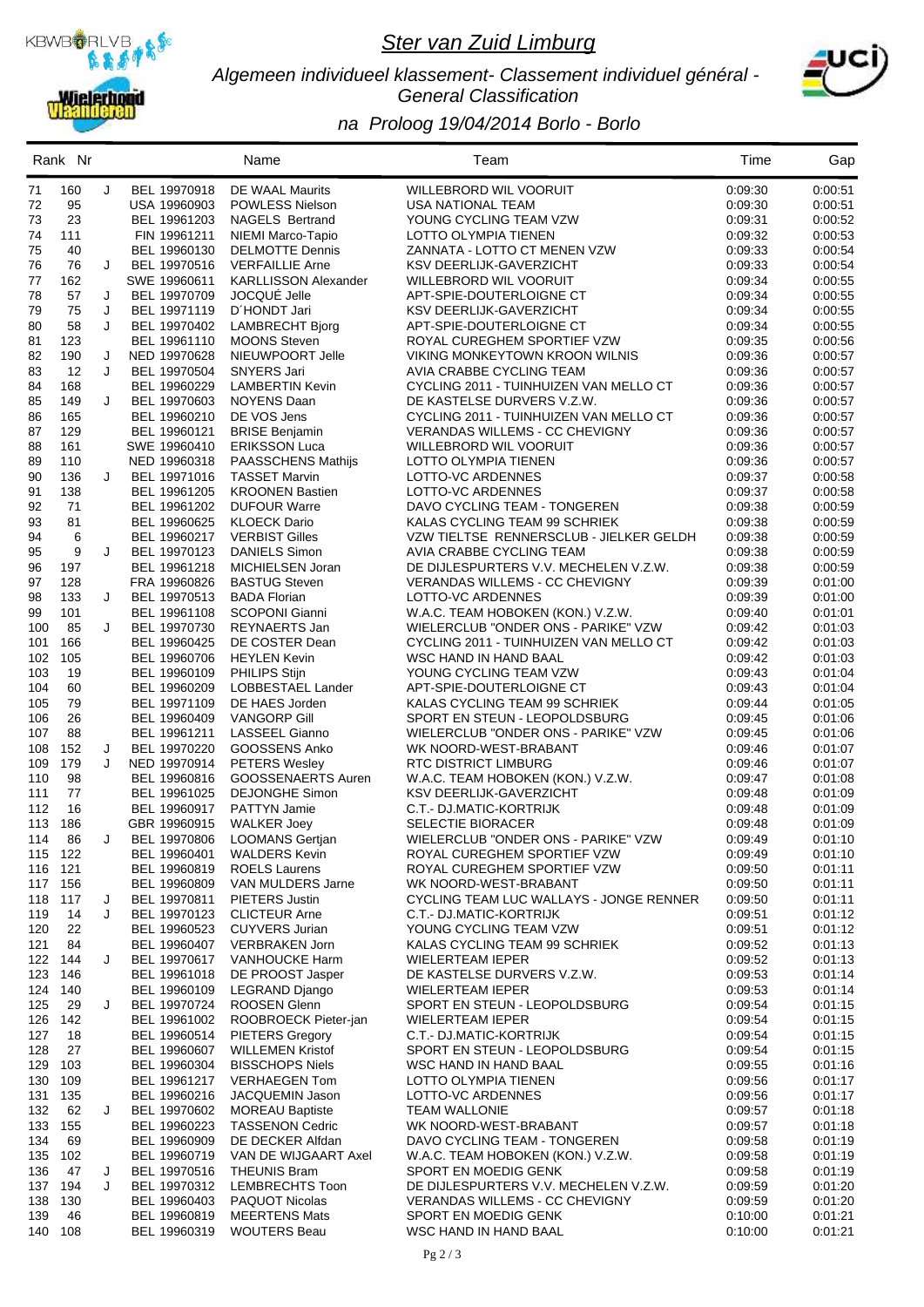# Ster van Zuid Limburg

## Algemeen individueel klassement- Classement individuel général - General Classification

## na Proloog 19/04/2014 Borlo - Borlo

| Rank | Nr | | | Name | Team | Time | Gap |
|---|---|---|---|---|---|---|---|
| 71 | 160 | J | BEL 19970918 | DE WAAL Maurits | WILLEBRORD WIL VOORUIT | 0:09:30 | 0:00:51 |
| 72 | 95 | | USA 19960903 | POWLESS Nielson | USA NATIONAL TEAM | 0:09:30 | 0:00:51 |
| 73 | 23 | | BEL 19961203 | NAGELS Bertrand | YOUNG CYCLING TEAM VZW | 0:09:31 | 0:00:52 |
| 74 | 111 | | FIN 19961211 | NIEMI Marco-Tapio | LOTTO OLYMPIA TIENEN | 0:09:32 | 0:00:53 |
| 75 | 40 | | BEL 19960130 | DELMOTTE Dennis | ZANNATA - LOTTO CT MENEN VZW | 0:09:33 | 0:00:54 |
| 76 | 76 | J | BEL 19970516 | VERFAILLIE Arne | KSV DEERLIJK-GAVERZICHT | 0:09:33 | 0:00:54 |
| 77 | 162 | | SWE 19960611 | KARLLISSON Alexander | WILLEBRORD WIL VOORUIT | 0:09:34 | 0:00:55 |
| 78 | 57 | J | BEL 19970709 | JOCQUÉ Jelle | APT-SPIE-DOUTERLOIGNE CT | 0:09:34 | 0:00:55 |
| 79 | 75 | J | BEL 19971119 | D´HONDT Jari | KSV DEERLIJK-GAVERZICHT | 0:09:34 | 0:00:55 |
| 80 | 58 | J | BEL 19970402 | LAMBRECHT Bjorg | APT-SPIE-DOUTERLOIGNE CT | 0:09:34 | 0:00:55 |
| 81 | 123 | | BEL 19961110 | MOONS Steven | ROYAL CUREGHEM SPORTIEF VZW | 0:09:35 | 0:00:56 |
| 82 | 190 | J | NED 19970628 | NIEUWPOORT Jelle | VIKING MONKEYTOWN KROON WILNIS | 0:09:36 | 0:00:57 |
| 83 | 12 | J | BEL 19970504 | SNYERS Jari | AVIA CRABBE CYCLING TEAM | 0:09:36 | 0:00:57 |
| 84 | 168 | | BEL 19960229 | LAMBERTIN Kevin | CYCLING 2011 - TUINHUIZEN VAN MELLO CT | 0:09:36 | 0:00:57 |
| 85 | 149 | J | BEL 19970603 | NOYENS Daan | DE KASTELSE DURVERS V.Z.W. | 0:09:36 | 0:00:57 |
| 86 | 165 | | BEL 19960210 | DE VOS Jens | CYCLING 2011 - TUINHUIZEN VAN MELLO CT | 0:09:36 | 0:00:57 |
| 87 | 129 | | BEL 19960121 | BRISE Benjamin | VERANDAS WILLEMS - CC CHEVIGNY | 0:09:36 | 0:00:57 |
| 88 | 161 | | SWE 19960410 | ERIKSSON Luca | WILLEBRORD WIL VOORUIT | 0:09:36 | 0:00:57 |
| 89 | 110 | | NED 19960318 | PAASSCHENS Mathijs | LOTTO OLYMPIA TIENEN | 0:09:36 | 0:00:57 |
| 90 | 136 | J | BEL 19971016 | TASSET Marvin | LOTTO-VC ARDENNES | 0:09:37 | 0:00:58 |
| 91 | 138 | | BEL 19961205 | KROONEN Bastien | LOTTO-VC ARDENNES | 0:09:37 | 0:00:58 |
| 92 | 71 | | BEL 19961202 | DUFOUR Warre | DAVO CYCLING TEAM - TONGEREN | 0:09:38 | 0:00:59 |
| 93 | 81 | | BEL 19960625 | KLOECK Dario | KALAS CYCLING TEAM 99 SCHRIEK | 0:09:38 | 0:00:59 |
| 94 | 6 | | BEL 19960217 | VERBIST Gilles | VZW TIELTSE RENNERSCLUB - JIELKER GELDH | 0:09:38 | 0:00:59 |
| 95 | 9 | J | BEL 19970123 | DANIELS Simon | AVIA CRABBE CYCLING TEAM | 0:09:38 | 0:00:59 |
| 96 | 197 | | BEL 19961218 | MICHIELSEN Joran | DE DIJLESPURTERS V.V. MECHELEN V.Z.W. | 0:09:38 | 0:00:59 |
| 97 | 128 | | FRA 19960826 | BASTUG Steven | VERANDAS WILLEMS - CC CHEVIGNY | 0:09:39 | 0:01:00 |
| 98 | 133 | J | BEL 19970513 | BADA Florian | LOTTO-VC ARDENNES | 0:09:39 | 0:01:00 |
| 99 | 101 | | BEL 19961108 | SCOPONI Gianni | W.A.C. TEAM HOBOKEN (KON.) V.Z.W. | 0:09:40 | 0:01:01 |
| 100 | 85 | J | BEL 19970730 | REYNAERTS Jan | WIELERCLUB "ONDER ONS - PARIKE" VZW | 0:09:42 | 0:01:03 |
| 101 | 166 | | BEL 19960425 | DE COSTER Dean | CYCLING 2011 - TUINHUIZEN VAN MELLO CT | 0:09:42 | 0:01:03 |
| 102 | 105 | | BEL 19960706 | HEYLEN Kevin | WSC HAND IN HAND BAAL | 0:09:42 | 0:01:03 |
| 103 | 19 | | BEL 19960109 | PHILIPS Stijn | YOUNG CYCLING TEAM VZW | 0:09:43 | 0:01:04 |
| 104 | 60 | | BEL 19960209 | LOBBESTAEL Lander | APT-SPIE-DOUTERLOIGNE CT | 0:09:43 | 0:01:04 |
| 105 | 79 | | BEL 19971109 | DE HAES Jorden | KALAS CYCLING TEAM 99 SCHRIEK | 0:09:44 | 0:01:05 |
| 106 | 26 | | BEL 19960409 | VANGORP Gill | SPORT EN STEUN - LEOPOLDSBURG | 0:09:45 | 0:01:06 |
| 107 | 88 | | BEL 19961211 | LASSEEL Gianno | WIELERCLUB "ONDER ONS - PARIKE" VZW | 0:09:45 | 0:01:06 |
| 108 | 152 | J | BEL 19970220 | GOOSSENS Anko | WK NOORD-WEST-BRABANT | 0:09:46 | 0:01:07 |
| 109 | 179 | J | NED 19970914 | PETERS Wesley | RTC DISTRICT LIMBURG | 0:09:46 | 0:01:07 |
| 110 | 98 | | BEL 19960816 | GOOSSENAERTS Auren | W.A.C. TEAM HOBOKEN (KON.) V.Z.W. | 0:09:47 | 0:01:08 |
| 111 | 77 | | BEL 19961025 | DEJONGHE Simon | KSV DEERLIJK-GAVERZICHT | 0:09:48 | 0:01:09 |
| 112 | 16 | | BEL 19960917 | PATTYN Jamie | C.T.- DJ.MATIC-KORTRIJK | 0:09:48 | 0:01:09 |
| 113 | 186 | | GBR 19960915 | WALKER Joey | SELECTIE BIORACER | 0:09:48 | 0:01:09 |
| 114 | 86 | J | BEL 19970806 | LOOMANS Gertjan | WIELERCLUB "ONDER ONS - PARIKE" VZW | 0:09:49 | 0:01:10 |
| 115 | 122 | | BEL 19960401 | WALDERS Kevin | ROYAL CUREGHEM SPORTIEF VZW | 0:09:49 | 0:01:10 |
| 116 | 121 | | BEL 19960819 | ROELS Laurens | ROYAL CUREGHEM SPORTIEF VZW | 0:09:50 | 0:01:11 |
| 117 | 156 | | BEL 19960809 | VAN MULDERS Jarne | WK NOORD-WEST-BRABANT | 0:09:50 | 0:01:11 |
| 118 | 117 | J | BEL 19970811 | PIETERS Justin | CYCLING TEAM LUC WALLAYS - JONGE RENNER | 0:09:50 | 0:01:11 |
| 119 | 14 | J | BEL 19970123 | CLICTEUR Arne | C.T.- DJ.MATIC-KORTRIJK | 0:09:51 | 0:01:12 |
| 120 | 22 | | BEL 19960523 | CUYVERS Jurian | YOUNG CYCLING TEAM VZW | 0:09:51 | 0:01:12 |
| 121 | 84 | | BEL 19960407 | VERBRAKEN Jorn | KALAS CYCLING TEAM 99 SCHRIEK | 0:09:52 | 0:01:13 |
| 122 | 144 | J | BEL 19970617 | VANHOUCKE Harm | WIELERTEAM IEPER | 0:09:52 | 0:01:13 |
| 123 | 146 | | BEL 19961018 | DE PROOST Jasper | DE KASTELSE DURVERS V.Z.W. | 0:09:53 | 0:01:14 |
| 124 | 140 | | BEL 19960109 | LEGRAND Django | WIELERTEAM IEPER | 0:09:53 | 0:01:14 |
| 125 | 29 | J | BEL 19970724 | ROOSEN Glenn | SPORT EN STEUN - LEOPOLDSBURG | 0:09:54 | 0:01:15 |
| 126 | 142 | | BEL 19961002 | ROOBROECK Pieter-jan | WIELERTEAM IEPER | 0:09:54 | 0:01:15 |
| 127 | 18 | | BEL 19960514 | PIETERS Gregory | C.T.- DJ.MATIC-KORTRIJK | 0:09:54 | 0:01:15 |
| 128 | 27 | | BEL 19960607 | WILLEMEN Kristof | SPORT EN STEUN - LEOPOLDSBURG | 0:09:54 | 0:01:15 |
| 129 | 103 | | BEL 19960304 | BISSCHOPS Niels | WSC HAND IN HAND BAAL | 0:09:55 | 0:01:16 |
| 130 | 109 | | BEL 19961217 | VERHAEGEN Tom | LOTTO OLYMPIA TIENEN | 0:09:56 | 0:01:17 |
| 131 | 135 | | BEL 19960216 | JACQUEMIN Jason | LOTTO-VC ARDENNES | 0:09:56 | 0:01:17 |
| 132 | 62 | J | BEL 19970602 | MOREAU Baptiste | TEAM WALLONIE | 0:09:57 | 0:01:18 |
| 133 | 155 | | BEL 19960223 | TASSENON Cedric | WK NOORD-WEST-BRABANT | 0:09:57 | 0:01:18 |
| 134 | 69 | | BEL 19960909 | DE DECKER Alfdan | DAVO CYCLING TEAM - TONGEREN | 0:09:58 | 0:01:19 |
| 135 | 102 | | BEL 19960719 | VAN DE WIJGAART Axel | W.A.C. TEAM HOBOKEN (KON.) V.Z.W. | 0:09:58 | 0:01:19 |
| 136 | 47 | J | BEL 19970516 | THEUNIS Bram | SPORT EN MOEDIG GENK | 0:09:58 | 0:01:19 |
| 137 | 194 | J | BEL 19970312 | LEMBRECHTS Toon | DE DIJLESPURTERS V.V. MECHELEN V.Z.W. | 0:09:59 | 0:01:20 |
| 138 | 130 | | BEL 19960403 | PAQUOT Nicolas | VERANDAS WILLEMS - CC CHEVIGNY | 0:09:59 | 0:01:20 |
| 139 | 46 | | BEL 19960819 | MEERTENS Mats | SPORT EN MOEDIG GENK | 0:10:00 | 0:01:21 |
| 140 | 108 | | BEL 19960319 | WOUTERS Beau | WSC HAND IN HAND BAAL | 0:10:00 | 0:01:21 |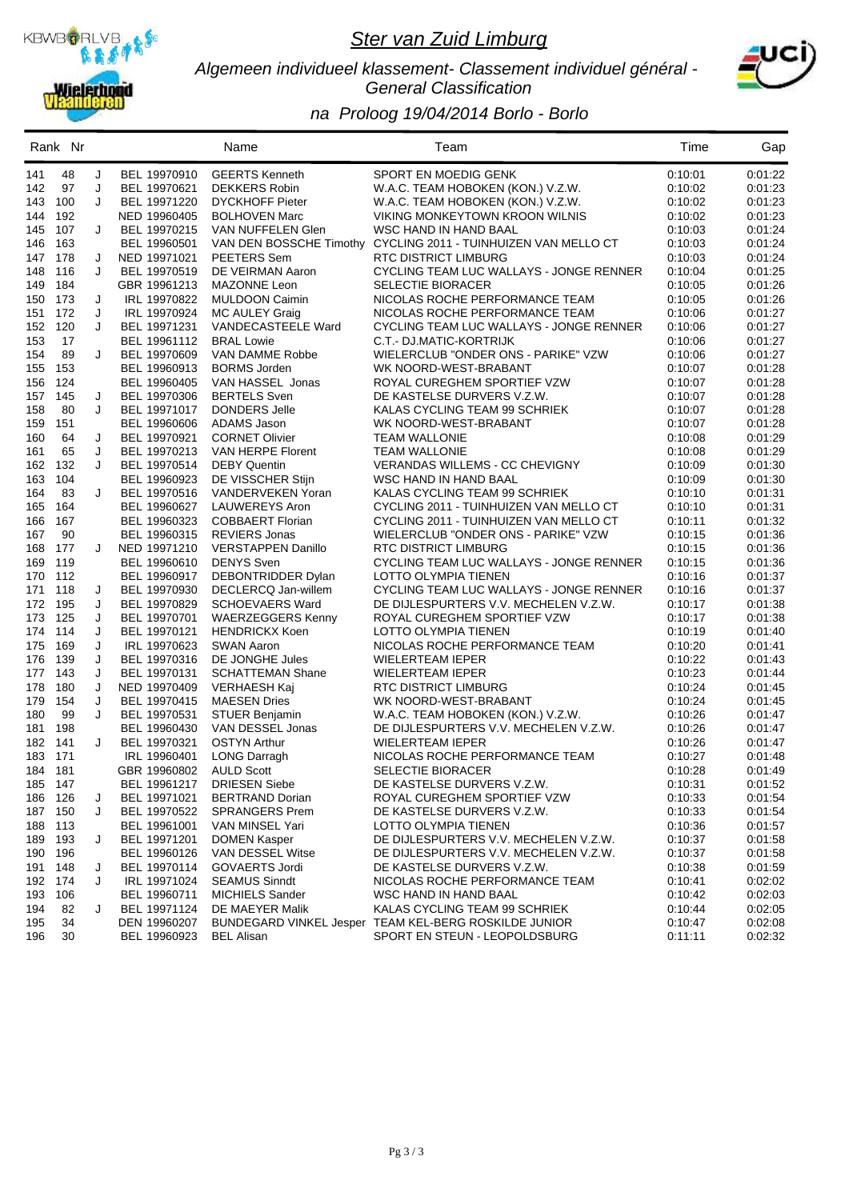# Ster van Zuid Limburg

*Algemeen individueel klassement- Classement individuel général - General Classification*

## *na Proloog 19/04/2014 Borlo - Borlo*

| Rank | Nr | | | Name | Team | Time | Gap |
|---|---|---|---|---|---|---|---|
| 141 | 48 | J | BEL 19970910 | GEERTS Kenneth | SPORT EN MOEDIG GENK | 0:10:01 | 0:01:22 |
| 142 | 97 | J | BEL 19970621 | DEKKERS Robin | W.A.C. TEAM HOBOKEN (KON.) V.Z.W. | 0:10:02 | 0:01:23 |
| 143 | 100 | J | BEL 19971220 | DYCKHOFF Pieter | W.A.C. TEAM HOBOKEN (KON.) V.Z.W. | 0:10:02 | 0:01:23 |
| 144 | 192 | | NED 19960405 | BOLHOVEN Marc | VIKING MONKEYTOWN KROON WILNIS | 0:10:02 | 0:01:23 |
| 145 | 107 | J | BEL 19970215 | VAN NUFFELEN Glen | WSC HAND IN HAND BAAL | 0:10:03 | 0:01:24 |
| 146 | 163 | | BEL 19960501 | VAN DEN BOSSCHE Timothy | CYCLING 2011 - TUINHUIZEN VAN MELLO CT | 0:10:03 | 0:01:24 |
| 147 | 178 | J | NED 19971021 | PEETERS Sem | RTC DISTRICT LIMBURG | 0:10:03 | 0:01:24 |
| 148 | 116 | J | BEL 19970519 | DE VEIRMAN Aaron | CYCLING TEAM LUC WALLAYS - JONGE RENNER | 0:10:04 | 0:01:25 |
| 149 | 184 | | GBR 19961213 | MAZONNE Leon | SELECTIE BIORACER | 0:10:05 | 0:01:26 |
| 150 | 173 | J | IRL 19970822 | MULDOON Caimin | NICOLAS ROCHE PERFORMANCE TEAM | 0:10:05 | 0:01:26 |
| 151 | 172 | J | IRL 19970924 | MC AULEY Graig | NICOLAS ROCHE PERFORMANCE TEAM | 0:10:06 | 0:01:27 |
| 152 | 120 | J | BEL 19971231 | VANDECASTEELE Ward | CYCLING TEAM LUC WALLAYS - JONGE RENNER | 0:10:06 | 0:01:27 |
| 153 | 17 | | BEL 19961112 | BRAL Lowie | C.T.- DJ.MATIC-KORTRIJK | 0:10:06 | 0:01:27 |
| 154 | 89 | J | BEL 19970609 | VAN DAMME Robbe | WIELERCLUB "ONDER ONS - PARIKE" VZW | 0:10:06 | 0:01:27 |
| 155 | 153 | | BEL 19960913 | BORMS Jorden | WK NOORD-WEST-BRABANT | 0:10:07 | 0:01:28 |
| 156 | 124 | | BEL 19960405 | VAN HASSEL Jonas | ROYAL CUREGHEM SPORTIEF VZW | 0:10:07 | 0:01:28 |
| 157 | 145 | J | BEL 19970306 | BERTELS Sven | DE KASTELSE DURVERS V.Z.W. | 0:10:07 | 0:01:28 |
| 158 | 80 | J | BEL 19971017 | DONDERS Jelle | KALAS CYCLING TEAM 99 SCHRIEK | 0:10:07 | 0:01:28 |
| 159 | 151 | | BEL 19960606 | ADAMS Jason | WK NOORD-WEST-BRABANT | 0:10:07 | 0:01:28 |
| 160 | 64 | J | BEL 19970921 | CORNET Olivier | TEAM WALLONIE | 0:10:08 | 0:01:29 |
| 161 | 65 | J | BEL 19970213 | VAN HERPE Florent | TEAM WALLONIE | 0:10:08 | 0:01:29 |
| 162 | 132 | J | BEL 19970514 | DEBY Quentin | VERANDAS WILLEMS - CC CHEVIGNY | 0:10:09 | 0:01:30 |
| 163 | 104 | | BEL 19960923 | DE VISSCHER Stijn | WSC HAND IN HAND BAAL | 0:10:09 | 0:01:30 |
| 164 | 83 | J | BEL 19970516 | VANDERVEKEN Yoran | KALAS CYCLING TEAM 99 SCHRIEK | 0:10:10 | 0:01:31 |
| 165 | 164 | | BEL 19960627 | LAUWEREYS Aron | CYCLING 2011 - TUINHUIZEN VAN MELLO CT | 0:10:10 | 0:01:31 |
| 166 | 167 | | BEL 19960323 | COBBAERT Florian | CYCLING 2011 - TUINHUIZEN VAN MELLO CT | 0:10:11 | 0:01:32 |
| 167 | 90 | | BEL 19960315 | REVIERS Jonas | WIELERCLUB "ONDER ONS - PARIKE" VZW | 0:10:15 | 0:01:36 |
| 168 | 177 | J | NED 19971210 | VERSTAPPEN Danillo | RTC DISTRICT LIMBURG | 0:10:15 | 0:01:36 |
| 169 | 119 | | BEL 19960610 | DENYS Sven | CYCLING TEAM LUC WALLAYS - JONGE RENNER | 0:10:15 | 0:01:36 |
| 170 | 112 | | BEL 19960917 | DEBONTRIDDER Dylan | LOTTO OLYMPIA TIENEN | 0:10:16 | 0:01:37 |
| 171 | 118 | J | BEL 19970930 | DECLERCQ Jan-willem | CYCLING TEAM LUC WALLAYS - JONGE RENNER | 0:10:16 | 0:01:37 |
| 172 | 195 | J | BEL 19970829 | SCHOEVAERS Ward | DE DIJLESPURTERS V.V. MECHELEN V.Z.W. | 0:10:17 | 0:01:38 |
| 173 | 125 | J | BEL 19970701 | WAERZEGGERS Kenny | ROYAL CUREGHEM SPORTIEF VZW | 0:10:17 | 0:01:38 |
| 174 | 114 | J | BEL 19970121 | HENDRICKX Koen | LOTTO OLYMPIA TIENEN | 0:10:19 | 0:01:40 |
| 175 | 169 | J | IRL 19970623 | SWAN Aaron | NICOLAS ROCHE PERFORMANCE TEAM | 0:10:20 | 0:01:41 |
| 176 | 139 | J | BEL 19970316 | DE JONGHE Jules | WIELERTEAM IEPER | 0:10:22 | 0:01:43 |
| 177 | 143 | J | BEL 19970131 | SCHATTEMAN Shane | WIELERTEAM IEPER | 0:10:23 | 0:01:44 |
| 178 | 180 | J | NED 19970409 | VERHAESH Kaj | RTC DISTRICT LIMBURG | 0:10:24 | 0:01:45 |
| 179 | 154 | J | BEL 19970415 | MAESEN Dries | WK NOORD-WEST-BRABANT | 0:10:24 | 0:01:45 |
| 180 | 99 | J | BEL 19970531 | STUER Benjamin | W.A.C. TEAM HOBOKEN (KON.) V.Z.W. | 0:10:26 | 0:01:47 |
| 181 | 198 | | BEL 19960430 | VAN DESSEL Jonas | DE DIJLESPURTERS V.V. MECHELEN V.Z.W. | 0:10:26 | 0:01:47 |
| 182 | 141 | J | BEL 19970321 | OSTYN Arthur | WIELERTEAM IEPER | 0:10:26 | 0:01:47 |
| 183 | 171 | | IRL 19960401 | LONG Darragh | NICOLAS ROCHE PERFORMANCE TEAM | 0:10:27 | 0:01:48 |
| 184 | 181 | | GBR 19960802 | AULD Scott | SELECTIE BIORACER | 0:10:28 | 0:01:49 |
| 185 | 147 | | BEL 19961217 | DRIESEN Siebe | DE KASTELSE DURVERS V.Z.W. | 0:10:31 | 0:01:52 |
| 186 | 126 | J | BEL 19971021 | BERTRAND Dorian | ROYAL CUREGHEM SPORTIEF VZW | 0:10:33 | 0:01:54 |
| 187 | 150 | J | BEL 19970522 | SPRANGERS Prem | DE KASTELSE DURVERS V.Z.W. | 0:10:33 | 0:01:54 |
| 188 | 113 | | BEL 19961001 | VAN MINSEL Yari | LOTTO OLYMPIA TIENEN | 0:10:36 | 0:01:57 |
| 189 | 193 | J | BEL 19971201 | DOMEN Kasper | DE DIJLESPURTERS V.V. MECHELEN V.Z.W. | 0:10:37 | 0:01:58 |
| 190 | 196 | | BEL 19960126 | VAN DESSEL Witse | DE DIJLESPURTERS V.V. MECHELEN V.Z.W. | 0:10:37 | 0:01:58 |
| 191 | 148 | J | BEL 19970114 | GOVAERTS Jordi | DE KASTELSE DURVERS V.Z.W. | 0:10:38 | 0:01:59 |
| 192 | 174 | J | IRL 19971024 | SEAMUS Sinndt | NICOLAS ROCHE PERFORMANCE TEAM | 0:10:41 | 0:02:02 |
| 193 | 106 | | BEL 19960711 | MICHIELS Sander | WSC HAND IN HAND BAAL | 0:10:42 | 0:02:03 |
| 194 | 82 | J | BEL 19971124 | DE MAEYER Malik | KALAS CYCLING TEAM 99 SCHRIEK | 0:10:44 | 0:02:05 |
| 195 | 34 | | DEN 19960207 | BUNDEGARD VINKEL Jesper | TEAM KEL-BERG ROSKILDE JUNIOR | 0:10:47 | 0:02:08 |
| 196 | 30 | | BEL 19960923 | BEL Alisan | SPORT EN STEUN - LEOPOLDSBURG | 0:11:11 | 0:02:32 |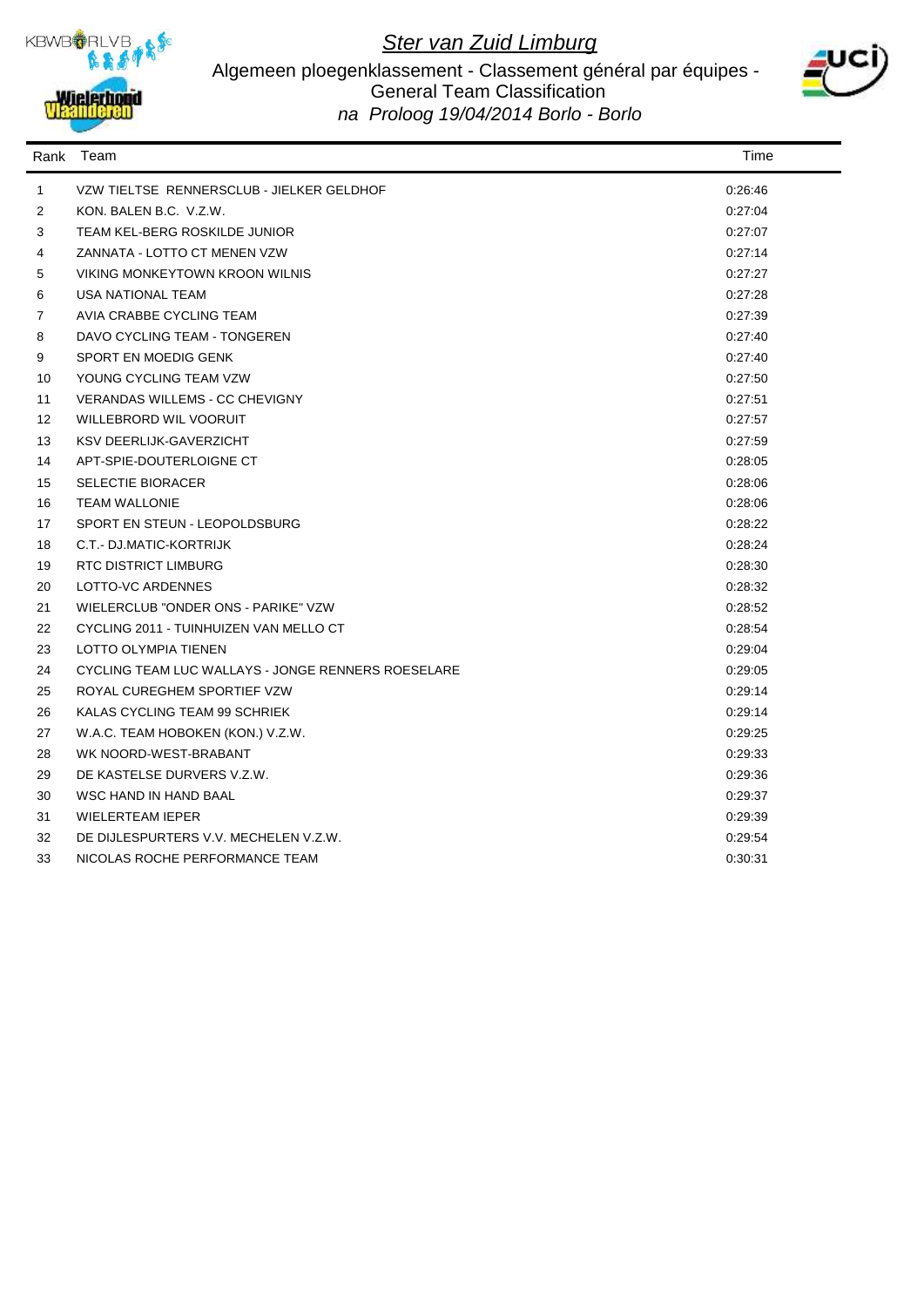# Ster van Zuid Limburg

## Algemeen ploegenklassement - Classement général par équipes - General Team Classification

*na Proloog 19/04/2014 Borlo - Borlo*

| Rank | Team | Time |
|---|---|---|
| 1 | VZW TIELTSE RENNERSCLUB - JIELKER GELDHOF | 0:26:46 |
| 2 | KON. BALEN B.C. V.Z.W. | 0:27:04 |
| 3 | TEAM KEL-BERG ROSKILDE JUNIOR | 0:27:07 |
| 4 | ZANNATA - LOTTO CT MENEN VZW | 0:27:14 |
| 5 | VIKING MONKEYTOWN KROON WILNIS | 0:27:27 |
| 6 | USA NATIONAL TEAM | 0:27:28 |
| 7 | AVIA CRABBE CYCLING TEAM | 0:27:39 |
| 8 | DAVO CYCLING TEAM - TONGEREN | 0:27:40 |
| 9 | SPORT EN MOEDIG GENK | 0:27:40 |
| 10 | YOUNG CYCLING TEAM VZW | 0:27:50 |
| 11 | VERANDAS WILLEMS - CC CHEVIGNY | 0:27:51 |
| 12 | WILLEBRORD WIL VOORUIT | 0:27:57 |
| 13 | KSV DEERLIJK-GAVERZICHT | 0:27:59 |
| 14 | APT-SPIE-DOUTERLOIGNE CT | 0:28:05 |
| 15 | SELECTIE BIORACER | 0:28:06 |
| 16 | TEAM WALLONIE | 0:28:06 |
| 17 | SPORT EN STEUN - LEOPOLDSBURG | 0:28:22 |
| 18 | C.T.- DJ.MATIC-KORTRIJK | 0:28:24 |
| 19 | RTC DISTRICT LIMBURG | 0:28:30 |
| 20 | LOTTO-VC ARDENNES | 0:28:32 |
| 21 | WIELERCLUB "ONDER ONS - PARIKE" VZW | 0:28:52 |
| 22 | CYCLING 2011 - TUINHUIZEN VAN MELLO CT | 0:28:54 |
| 23 | LOTTO OLYMPIA TIENEN | 0:29:04 |
| 24 | CYCLING TEAM LUC WALLAYS - JONGE RENNERS ROESELARE | 0:29:05 |
| 25 | ROYAL CUREGHEM SPORTIEF VZW | 0:29:14 |
| 26 | KALAS CYCLING TEAM 99 SCHRIEK | 0:29:14 |
| 27 | W.A.C. TEAM HOBOKEN (KON.) V.Z.W. | 0:29:25 |
| 28 | WK NOORD-WEST-BRABANT | 0:29:33 |
| 29 | DE KASTELSE DURVERS V.Z.W. | 0:29:36 |
| 30 | WSC HAND IN HAND BAAL | 0:29:37 |
| 31 | WIELERTEAM IEPER | 0:29:39 |
| 32 | DE DIJLESPURTERS V.V. MECHELEN V.Z.W. | 0:29:54 |
| 33 | NICOLAS ROCHE PERFORMANCE TEAM | 0:30:31 |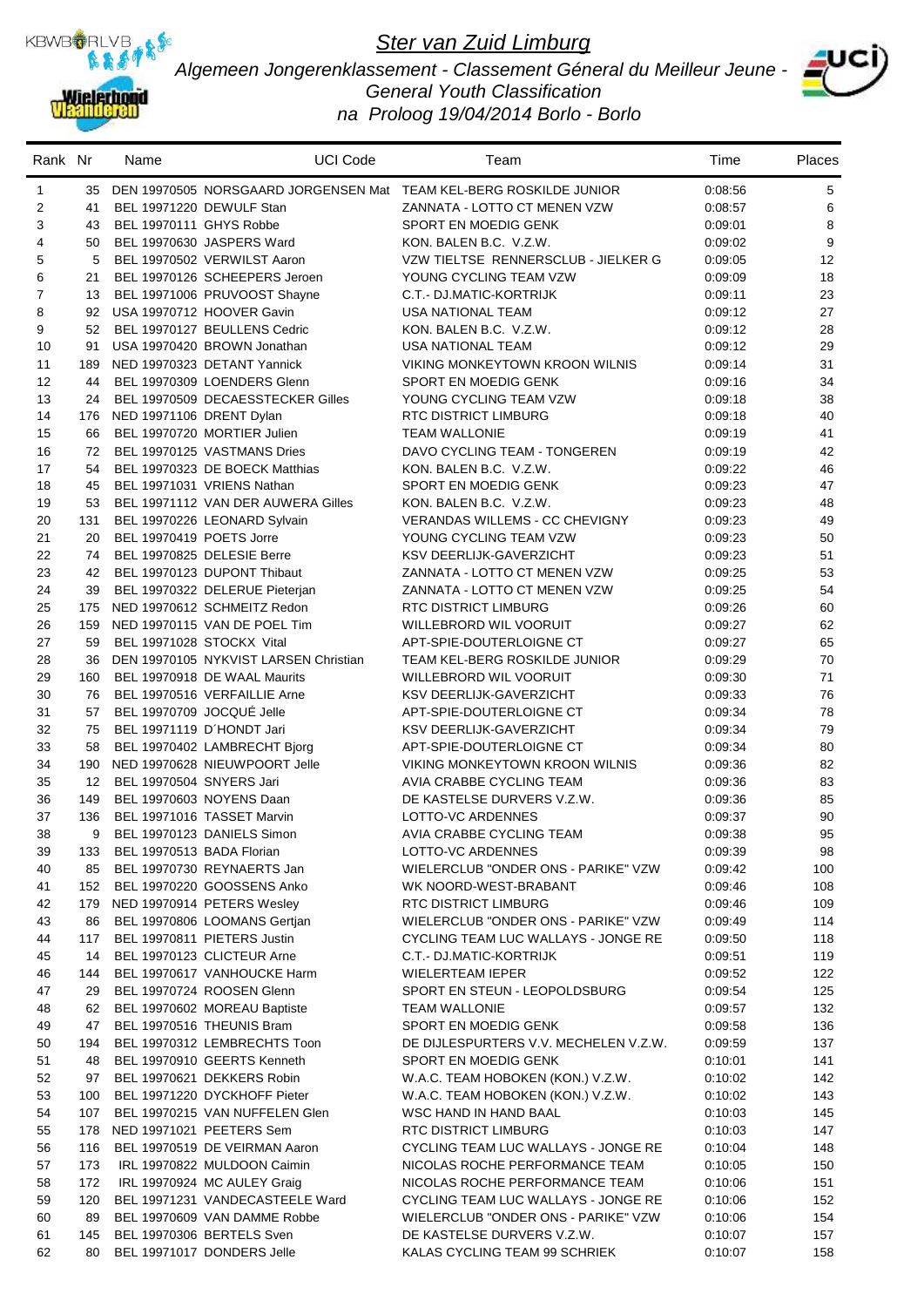# *Ster van Zuid Limburg*

*Algemeen Jongerenklassement - Classement Géneral du Meilleur Jeune - General Youth Classification*

*na Proloog 19/04/2014 Borlo - Borlo*

| Rank | Nr | Name | UCI Code | Team | Time | Places |
|---|---|---|---|---|---|---|
| 1 | 35 | DEN 19970505 NORSGAARD JORGENSEN Mat | | TEAM KEL-BERG ROSKILDE JUNIOR | 0:08:56 | 5 |
| 2 | 41 | BEL 19971220 DEWULF Stan | | ZANNATA - LOTTO CT MENEN VZW | 0:08:57 | 6 |
| 3 | 43 | BEL 19970111 GHYS Robbe | | SPORT EN MOEDIG GENK | 0:09:01 | 8 |
| 4 | 50 | BEL 19970630 JASPERS Ward | | KON. BALEN B.C. V.Z.W. | 0:09:02 | 9 |
| 5 | 5 | BEL 19970502 VERWILST Aaron | | VZW TIELTSE RENNERSCLUB - JIELKER G | 0:09:05 | 12 |
| 6 | 21 | BEL 19970126 SCHEEPERS Jeroen | | YOUNG CYCLING TEAM VZW | 0:09:09 | 18 |
| 7 | 13 | BEL 19971006 PRUVOOST Shayne | | C.T.- DJ.MATIC-KORTRIJK | 0:09:11 | 23 |
| 8 | 92 | USA 19970712 HOOVER Gavin | | USA NATIONAL TEAM | 0:09:12 | 27 |
| 9 | 52 | BEL 19970127 BEULLENS Cedric | | KON. BALEN B.C. V.Z.W. | 0:09:12 | 28 |
| 10 | 91 | USA 19970420 BROWN Jonathan | | USA NATIONAL TEAM | 0:09:12 | 29 |
| 11 | 189 | NED 19970323 DETANT Yannick | | VIKING MONKEYTOWN KROON WILNIS | 0:09:14 | 31 |
| 12 | 44 | BEL 19970309 LOENDERS Glenn | | SPORT EN MOEDIG GENK | 0:09:16 | 34 |
| 13 | 24 | BEL 19970509 DECAESSTECKER Gilles | | YOUNG CYCLING TEAM VZW | 0:09:18 | 38 |
| 14 | 176 | NED 19971106 DRENT Dylan | | RTC DISTRICT LIMBURG | 0:09:18 | 40 |
| 15 | 66 | BEL 19970720 MORTIER Julien | | TEAM WALLONIE | 0:09:19 | 41 |
| 16 | 72 | BEL 19970125 VASTMANS Dries | | DAVO CYCLING TEAM - TONGEREN | 0:09:19 | 42 |
| 17 | 54 | BEL 19970323 DE BOECK Matthias | | KON. BALEN B.C. V.Z.W. | 0:09:22 | 46 |
| 18 | 45 | BEL 19971031 VRIENS Nathan | | SPORT EN MOEDIG GENK | 0:09:23 | 47 |
| 19 | 53 | BEL 19971112 VAN DER AUWERA Gilles | | KON. BALEN B.C. V.Z.W. | 0:09:23 | 48 |
| 20 | 131 | BEL 19970226 LEONARD Sylvain | | VERANDAS WILLEMS - CC CHEVIGNY | 0:09:23 | 49 |
| 21 | 20 | BEL 19970419 POETS Jorre | | YOUNG CYCLING TEAM VZW | 0:09:23 | 50 |
| 22 | 74 | BEL 19970825 DELESIE Berre | | KSV DEERLIJK-GAVERZICHT | 0:09:23 | 51 |
| 23 | 42 | BEL 19970123 DUPONT Thibaut | | ZANNATA - LOTTO CT MENEN VZW | 0:09:25 | 53 |
| 24 | 39 | BEL 19970322 DELERUE Pieterjan | | ZANNATA - LOTTO CT MENEN VZW | 0:09:25 | 54 |
| 25 | 175 | NED 19970612 SCHMEITZ Redon | | RTC DISTRICT LIMBURG | 0:09:26 | 60 |
| 26 | 159 | NED 19970115 VAN DE POEL Tim | | WILLEBRORD WIL VOORUIT | 0:09:27 | 62 |
| 27 | 59 | BEL 19971028 STOCKX Vital | | APT-SPIE-DOUTERLOIGNE CT | 0:09:27 | 65 |
| 28 | 36 | DEN 19970105 NYKVIST LARSEN Christian | | TEAM KEL-BERG ROSKILDE JUNIOR | 0:09:29 | 70 |
| 29 | 160 | BEL 19970918 DE WAAL Maurits | | WILLEBRORD WIL VOORUIT | 0:09:30 | 71 |
| 30 | 76 | BEL 19970516 VERFAILLIE Arne | | KSV DEERLIJK-GAVERZICHT | 0:09:33 | 76 |
| 31 | 57 | BEL 19970709 JOCQUÉ Jelle | | APT-SPIE-DOUTERLOIGNE CT | 0:09:34 | 78 |
| 32 | 75 | BEL 19971119 D´HONDT Jari | | KSV DEERLIJK-GAVERZICHT | 0:09:34 | 79 |
| 33 | 58 | BEL 19970402 LAMBRECHT Bjorg | | APT-SPIE-DOUTERLOIGNE CT | 0:09:34 | 80 |
| 34 | 190 | NED 19970628 NIEUWPOORT Jelle | | VIKING MONKEYTOWN KROON WILNIS | 0:09:36 | 82 |
| 35 | 12 | BEL 19970504 SNYERS Jari | | AVIA CRABBE CYCLING TEAM | 0:09:36 | 83 |
| 36 | 149 | BEL 19970603 NOYENS Daan | | DE KASTELSE DURVERS V.Z.W. | 0:09:36 | 85 |
| 37 | 136 | BEL 19971016 TASSET Marvin | | LOTTO-VC ARDENNES | 0:09:37 | 90 |
| 38 | 9 | BEL 19970123 DANIELS Simon | | AVIA CRABBE CYCLING TEAM | 0:09:38 | 95 |
| 39 | 133 | BEL 19970513 BADA Florian | | LOTTO-VC ARDENNES | 0:09:39 | 98 |
| 40 | 85 | BEL 19970730 REYNAERTS Jan | | WIELERCLUB "ONDER ONS - PARIKE" VZW | 0:09:42 | 100 |
| 41 | 152 | BEL 19970220 GOOSSENS Anko | | WK NOORD-WEST-BRABANT | 0:09:46 | 108 |
| 42 | 179 | NED 19970914 PETERS Wesley | | RTC DISTRICT LIMBURG | 0:09:46 | 109 |
| 43 | 86 | BEL 19970806 LOOMANS Gertjan | | WIELERCLUB "ONDER ONS - PARIKE" VZW | 0:09:49 | 114 |
| 44 | 117 | BEL 19970811 PIETERS Justin | | CYCLING TEAM LUC WALLAYS - JONGE RE | 0:09:50 | 118 |
| 45 | 14 | BEL 19970123 CLICTEUR Arne | | C.T.- DJ.MATIC-KORTRIJK | 0:09:51 | 119 |
| 46 | 144 | BEL 19970617 VANHOUCKE Harm | | WIELERTEAM IEPER | 0:09:52 | 122 |
| 47 | 29 | BEL 19970724 ROOSEN Glenn | | SPORT EN STEUN - LEOPOLDSBURG | 0:09:54 | 125 |
| 48 | 62 | BEL 19970602 MOREAU Baptiste | | TEAM WALLONIE | 0:09:57 | 132 |
| 49 | 47 | BEL 19970516 THEUNIS Bram | | SPORT EN MOEDIG GENK | 0:09:58 | 136 |
| 50 | 194 | BEL 19970312 LEMBRECHTS Toon | | DE DIJLESPURTERS V.V. MECHELEN V.Z.W. | 0:09:59 | 137 |
| 51 | 48 | BEL 19970910 GEERTS Kenneth | | SPORT EN MOEDIG GENK | 0:10:01 | 141 |
| 52 | 97 | BEL 19970621 DEKKERS Robin | | W.A.C. TEAM HOBOKEN (KON.) V.Z.W. | 0:10:02 | 142 |
| 53 | 100 | BEL 19971220 DYCKHOFF Pieter | | W.A.C. TEAM HOBOKEN (KON.) V.Z.W. | 0:10:02 | 143 |
| 54 | 107 | BEL 19970215 VAN NUFFELEN Glen | | WSC HAND IN HAND BAAL | 0:10:03 | 145 |
| 55 | 178 | NED 19971021 PEETERS Sem | | RTC DISTRICT LIMBURG | 0:10:03 | 147 |
| 56 | 116 | BEL 19970519 DE VEIRMAN Aaron | | CYCLING TEAM LUC WALLAYS - JONGE RE | 0:10:04 | 148 |
| 57 | 173 | IRL 19970822 MULDOON Caimin | | NICOLAS ROCHE PERFORMANCE TEAM | 0:10:05 | 150 |
| 58 | 172 | IRL 19970924 MC AULEY Graig | | NICOLAS ROCHE PERFORMANCE TEAM | 0:10:06 | 151 |
| 59 | 120 | BEL 19971231 VANDECASTEELE Ward | | CYCLING TEAM LUC WALLAYS - JONGE RE | 0:10:06 | 152 |
| 60 | 89 | BEL 19970609 VAN DAMME Robbe | | WIELERCLUB "ONDER ONS - PARIKE" VZW | 0:10:06 | 154 |
| 61 | 145 | BEL 19970306 BERTELS Sven | | DE KASTELSE DURVERS V.Z.W. | 0:10:07 | 157 |
| 62 | 80 | BEL 19971017 DONDERS Jelle | | KALAS CYCLING TEAM 99 SCHRIEK | 0:10:07 | 158 |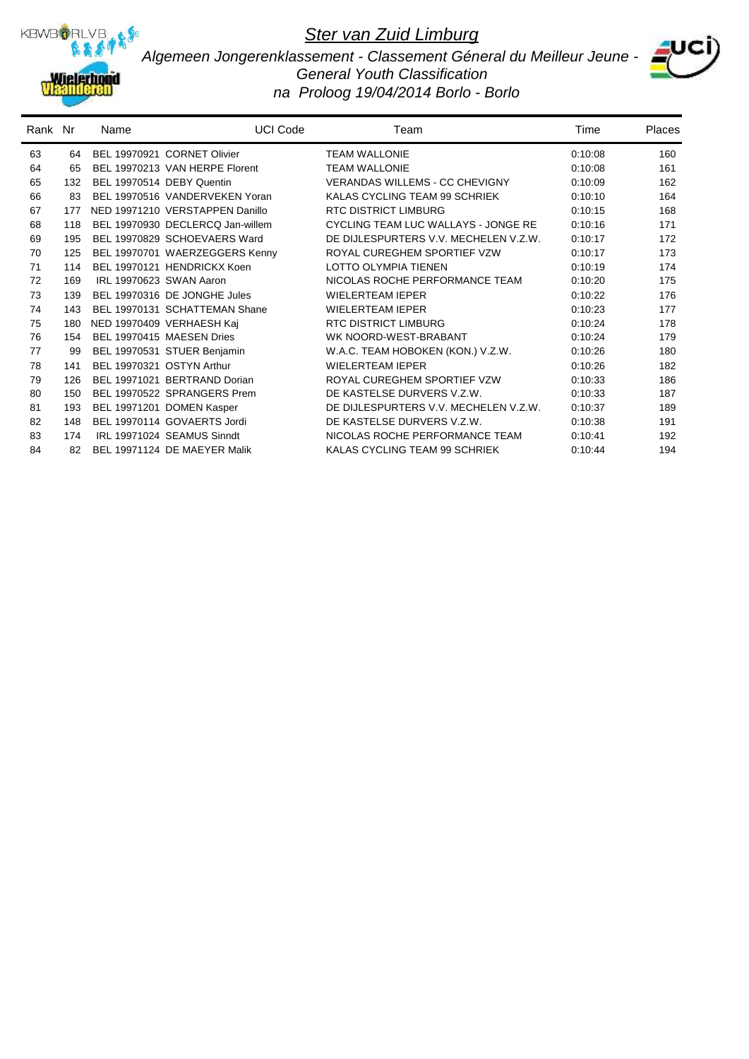# Ster van Zuid Limburg

## Algemeen Jongerenklassement - Classement Géneral du Meilleur Jeune - General Youth Classification

### na Proloog 19/04/2014 Borlo - Borlo

| Rank | Nr | Name | UCI Code | Team | Time | Places |
|---|---|---|---|---|---|---|
| 63 | 64 | BEL 19970921 | CORNET Olivier | TEAM WALLONIE | 0:10:08 | 160 |
| 64 | 65 | BEL 19970213 | VAN HERPE Florent | TEAM WALLONIE | 0:10:08 | 161 |
| 65 | 132 | BEL 19970514 | DEBY Quentin | VERANDAS WILLEMS - CC CHEVIGNY | 0:10:09 | 162 |
| 66 | 83 | BEL 19970516 | VANDERVEKEN Yoran | KALAS CYCLING TEAM 99 SCHRIEK | 0:10:10 | 164 |
| 67 | 177 | NED 19971210 | VERSTAPPEN Danillo | RTC DISTRICT LIMBURG | 0:10:15 | 168 |
| 68 | 118 | BEL 19970930 | DECLERCQ Jan-willem | CYCLING TEAM LUC WALLAYS - JONGE RE | 0:10:16 | 171 |
| 69 | 195 | BEL 19970829 | SCHOEVAERS Ward | DE DIJLESPURTERS V.V. MECHELEN V.Z.W. | 0:10:17 | 172 |
| 70 | 125 | BEL 19970701 | WAERZEGGERS Kenny | ROYAL CUREGHEM SPORTIEF VZW | 0:10:17 | 173 |
| 71 | 114 | BEL 19970121 | HENDRICKX Koen | LOTTO OLYMPIA TIENEN | 0:10:19 | 174 |
| 72 | 169 | IRL 19970623 | SWAN Aaron | NICOLAS ROCHE PERFORMANCE TEAM | 0:10:20 | 175 |
| 73 | 139 | BEL 19970316 | DE JONGHE Jules | WIELERTEAM IEPER | 0:10:22 | 176 |
| 74 | 143 | BEL 19970131 | SCHATTEMAN Shane | WIELERTEAM IEPER | 0:10:23 | 177 |
| 75 | 180 | NED 19970409 | VERHAESH Kaj | RTC DISTRICT LIMBURG | 0:10:24 | 178 |
| 76 | 154 | BEL 19970415 | MAESEN Dries | WK NOORD-WEST-BRABANT | 0:10:24 | 179 |
| 77 | 99 | BEL 19970531 | STUER Benjamin | W.A.C. TEAM HOBOKEN (KON.) V.Z.W. | 0:10:26 | 180 |
| 78 | 141 | BEL 19970321 | OSTYN Arthur | WIELERTEAM IEPER | 0:10:26 | 182 |
| 79 | 126 | BEL 19971021 | BERTRAND Dorian | ROYAL CUREGHEM SPORTIEF VZW | 0:10:33 | 186 |
| 80 | 150 | BEL 19970522 | SPRANGERS Prem | DE KASTELSE DURVERS V.Z.W. | 0:10:33 | 187 |
| 81 | 193 | BEL 19971201 | DOMEN Kasper | DE DIJLESPURTERS V.V. MECHELEN V.Z.W. | 0:10:37 | 189 |
| 82 | 148 | BEL 19970114 | GOVAERTS Jordi | DE KASTELSE DURVERS V.Z.W. | 0:10:38 | 191 |
| 83 | 174 | IRL 19971024 | SEAMUS Sinndt | NICOLAS ROCHE PERFORMANCE TEAM | 0:10:41 | 192 |
| 84 | 82 | BEL 19971124 | DE MAEYER Malik | KALAS CYCLING TEAM 99 SCHRIEK | 0:10:44 | 194 |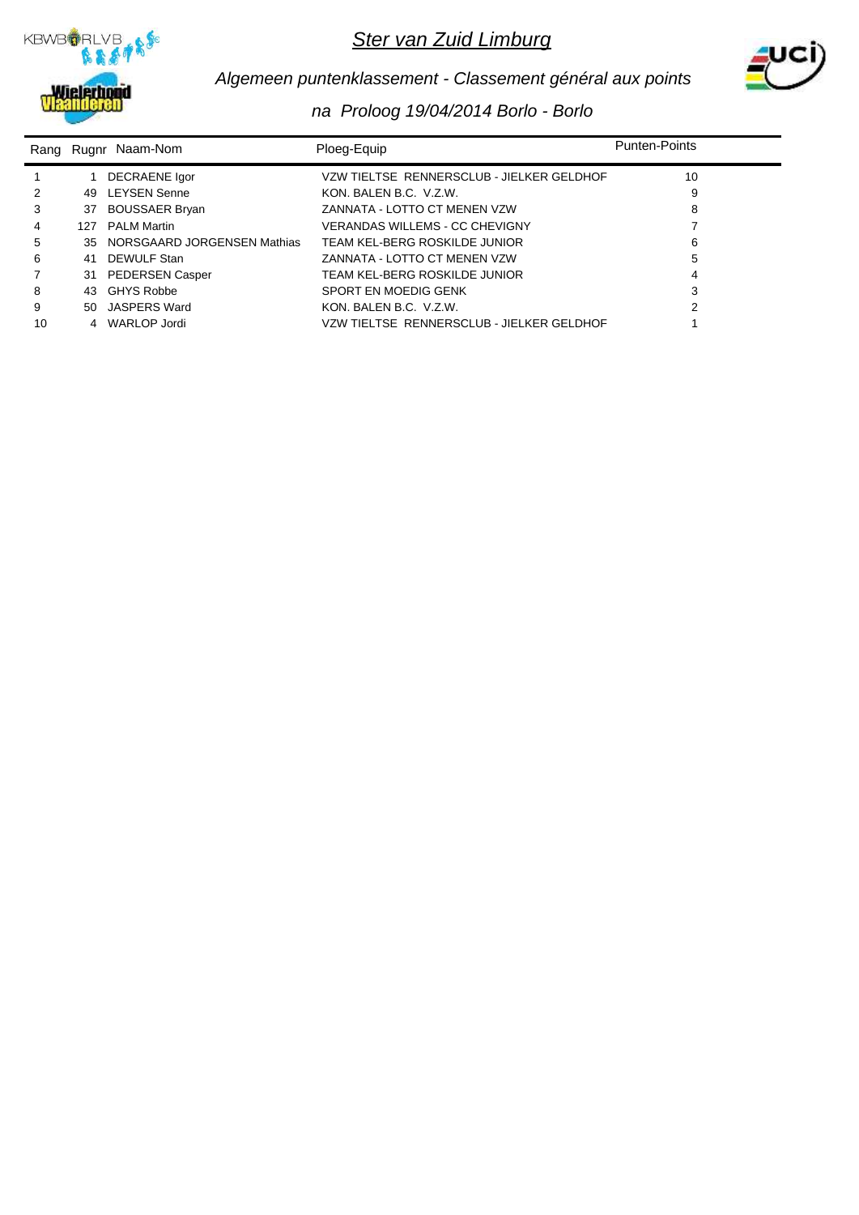# Ster van Zuid Limburg

## *Algemeen puntenklassement - Classement général aux points*

### *na Proloog 19/04/2014 Borlo - Borlo*

| Rang | Rugnr | Naam-Nom | Ploeg-Equip | Punten-Points |
|---|---|---|---|---|
| 1 | 1 | DECRAENE Igor | VZW TIELTSE RENNERSCLUB - JIELKER GELDHOF | 10 |
| 2 | 49 | LEYSEN Senne | KON. BALEN B.C. V.Z.W. | 9 |
| 3 | 37 | BOUSSAER Bryan | ZANNATA - LOTTO CT MENEN VZW | 8 |
| 4 | 127 | PALM Martin | VERANDAS WILLEMS - CC CHEVIGNY | 7 |
| 5 | 35 | NORSGAARD JORGENSEN Mathias | TEAM KEL-BERG ROSKILDE JUNIOR | 6 |
| 6 | 41 | DEWULF Stan | ZANNATA - LOTTO CT MENEN VZW | 5 |
| 7 | 31 | PEDERSEN Casper | TEAM KEL-BERG ROSKILDE JUNIOR | 4 |
| 8 | 43 | GHYS Robbe | SPORT EN MOEDIG GENK | 3 |
| 9 | 50 | JASPERS Ward | KON. BALEN B.C. V.Z.W. | 2 |
| 10 | 4 | WARLOP Jordi | VZW TIELTSE RENNERSCLUB - JIELKER GELDHOF | 1 |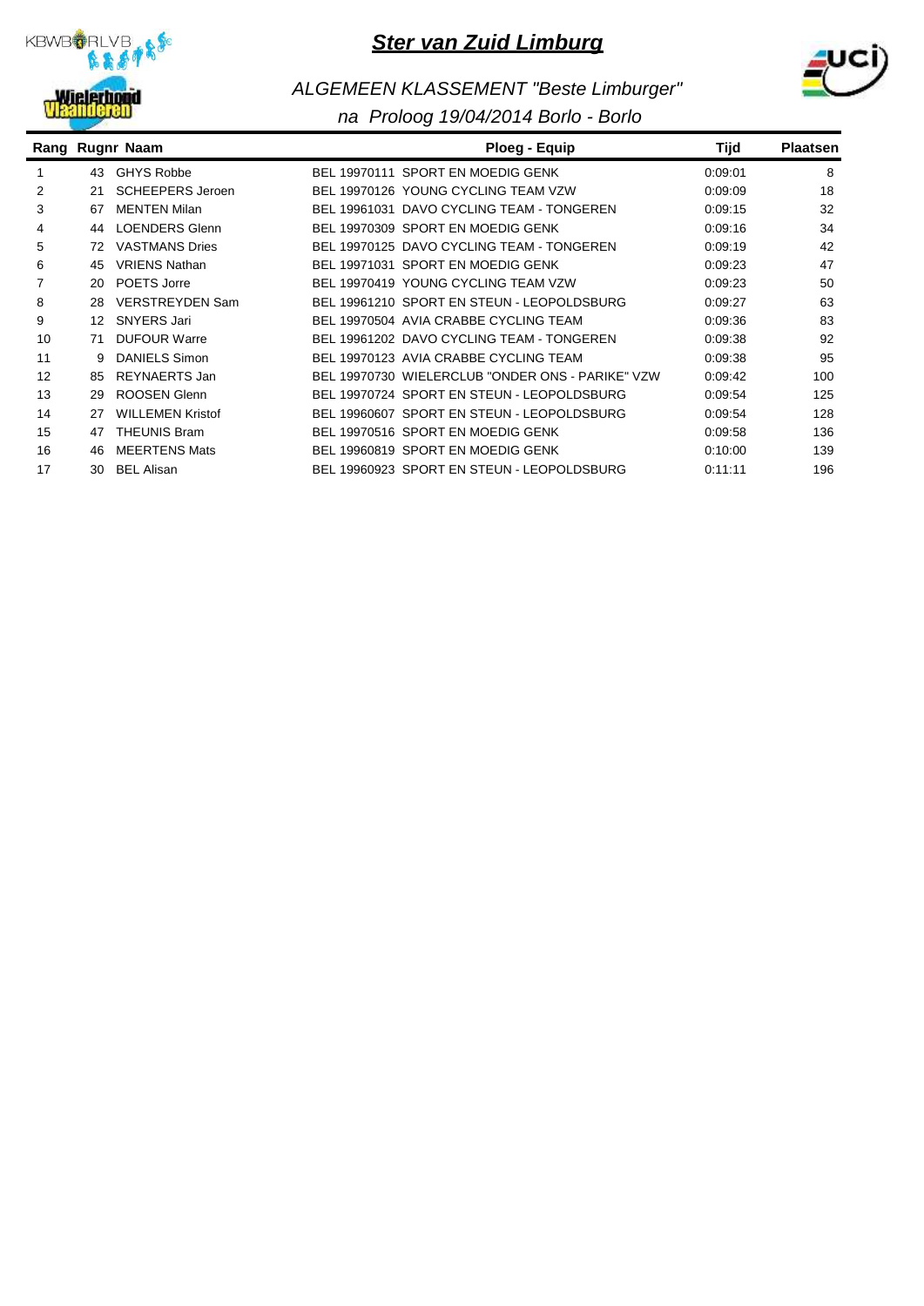# Ster van Zuid Limburg

## ALGEMEEN KLASSEMENT "Beste Limburger"

### na Proloog 19/04/2014 Borlo - Borlo

| Rang | Rugnr | Naam | Ploeg - Equip | Tijd | Plaatsen |
|---|---|---|---|---|---|
| 1 | 43 | GHYS Robbe | BEL 19970111 SPORT EN MOEDIG GENK | 0:09:01 | 8 |
| 2 | 21 | SCHEEPERS Jeroen | BEL 19970126 YOUNG CYCLING TEAM VZW | 0:09:09 | 18 |
| 3 | 67 | MENTEN Milan | BEL 19961031 DAVO CYCLING TEAM - TONGEREN | 0:09:15 | 32 |
| 4 | 44 | LOENDERS Glenn | BEL 19970309 SPORT EN MOEDIG GENK | 0:09:16 | 34 |
| 5 | 72 | VASTMANS Dries | BEL 19970125 DAVO CYCLING TEAM - TONGEREN | 0:09:19 | 42 |
| 6 | 45 | VRIENS Nathan | BEL 19971031 SPORT EN MOEDIG GENK | 0:09:23 | 47 |
| 7 | 20 | POETS Jorre | BEL 19970419 YOUNG CYCLING TEAM VZW | 0:09:23 | 50 |
| 8 | 28 | VERSTREYDEN Sam | BEL 19961210 SPORT EN STEUN - LEOPOLDSBURG | 0:09:27 | 63 |
| 9 | 12 | SNYERS Jari | BEL 19970504 AVIA CRABBE CYCLING TEAM | 0:09:36 | 83 |
| 10 | 71 | DUFOUR Warre | BEL 19961202 DAVO CYCLING TEAM - TONGEREN | 0:09:38 | 92 |
| 11 | 9 | DANIELS Simon | BEL 19970123 AVIA CRABBE CYCLING TEAM | 0:09:38 | 95 |
| 12 | 85 | REYNAERTS Jan | BEL 19970730 WIELERCLUB "ONDER ONS - PARIKE" VZW | 0:09:42 | 100 |
| 13 | 29 | ROOSEN Glenn | BEL 19970724 SPORT EN STEUN - LEOPOLDSBURG | 0:09:54 | 125 |
| 14 | 27 | WILLEMEN Kristof | BEL 19960607 SPORT EN STEUN - LEOPOLDSBURG | 0:09:54 | 128 |
| 15 | 47 | THEUNIS Bram | BEL 19970516 SPORT EN MOEDIG GENK | 0:09:58 | 136 |
| 16 | 46 | MEERTENS Mats | BEL 19960819 SPORT EN MOEDIG GENK | 0:10:00 | 139 |
| 17 | 30 | BEL Alisan | BEL 19960923 SPORT EN STEUN - LEOPOLDSBURG | 0:11:11 | 196 |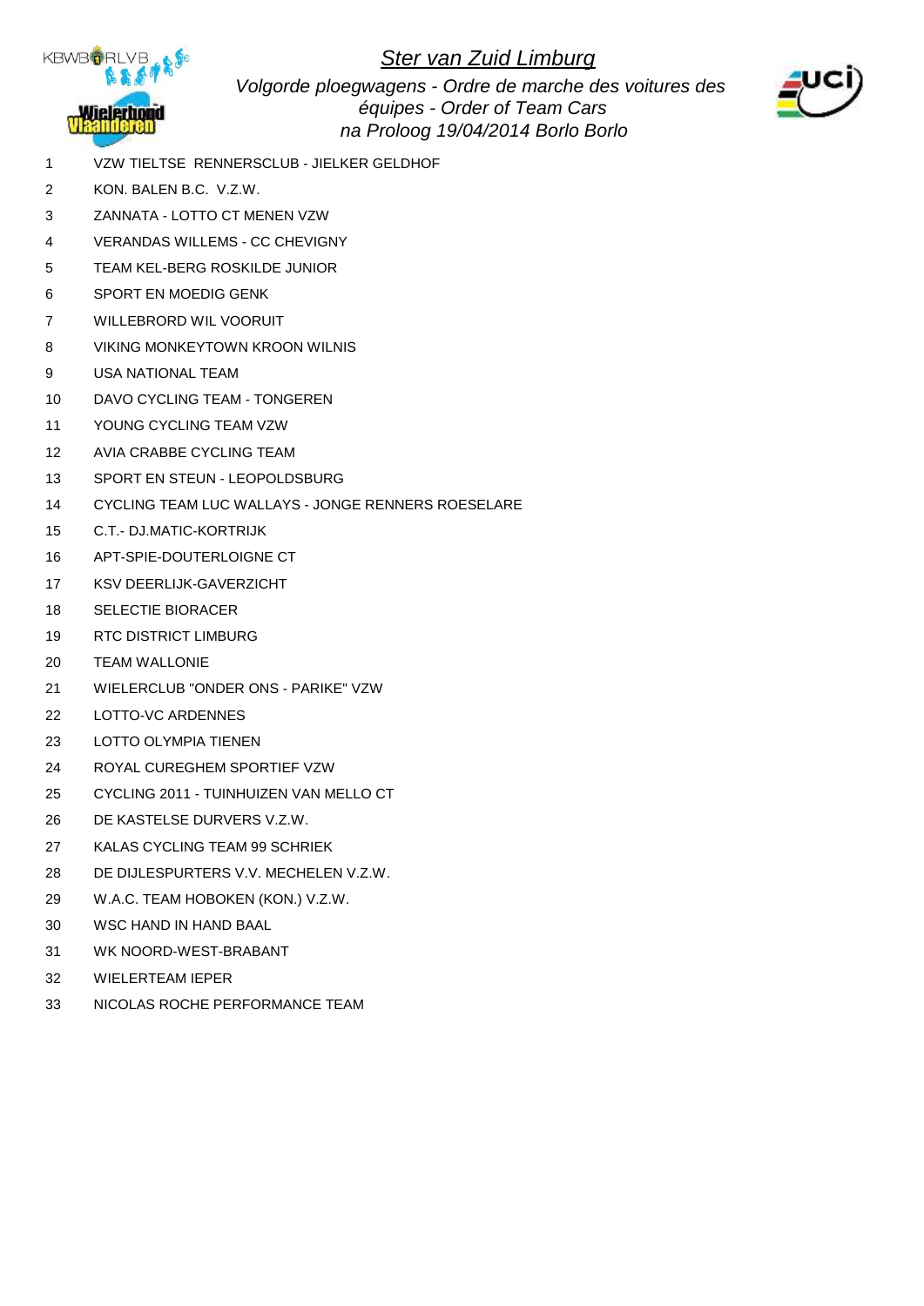# *Ster van Zuid Limburg*

*Volgorde ploegwagens - Ordre de marche des voitures des équipes - Order of Team Cars*
*na Proloog 19/04/2014 Borlo Borlo*

1. VZW TIELTSE RENNERSCLUB - JIELKER GELDHOF
2. KON. BALEN B.C. V.Z.W.
3. ZANNATA - LOTTO CT MENEN VZW
4. VERANDAS WILLEMS - CC CHEVIGNY
5. TEAM KEL-BERG ROSKILDE JUNIOR
6. SPORT EN MOEDIG GENK
7. WILLEBRORD WIL VOORUIT
8. VIKING MONKEYTOWN KROON WILNIS
9. USA NATIONAL TEAM
10. DAVO CYCLING TEAM - TONGEREN
11. YOUNG CYCLING TEAM VZW
12. AVIA CRABBE CYCLING TEAM
13. SPORT EN STEUN - LEOPOLDSBURG
14. CYCLING TEAM LUC WALLAYS - JONGE RENNERS ROESELARE
15. C.T.- DJ.MATIC-KORTRIJK
16. APT-SPIE-DOUTERLOIGNE CT
17. KSV DEERLIJK-GAVERZICHT
18. SELECTIE BIORACER
19. RTC DISTRICT LIMBURG
20. TEAM WALLONIE
21. WIELERCLUB "ONDER ONS - PARIKE" VZW
22. LOTTO-VC ARDENNES
23. LOTTO OLYMPIA TIENEN
24. ROYAL CUREGHEM SPORTIEF VZW
25. CYCLING 2011 - TUINHUIZEN VAN MELLO CT
26. DE KASTELSE DURVERS V.Z.W.
27. KALAS CYCLING TEAM 99 SCHRIEK
28. DE DIJLESPURTERS V.V. MECHELEN V.Z.W.
29. W.A.C. TEAM HOBOKEN (KON.) V.Z.W.
30. WSC HAND IN HAND BAAL
31. WK NOORD-WEST-BRABANT
32. WIELERTEAM IEPER
33. NICOLAS ROCHE PERFORMANCE TEAM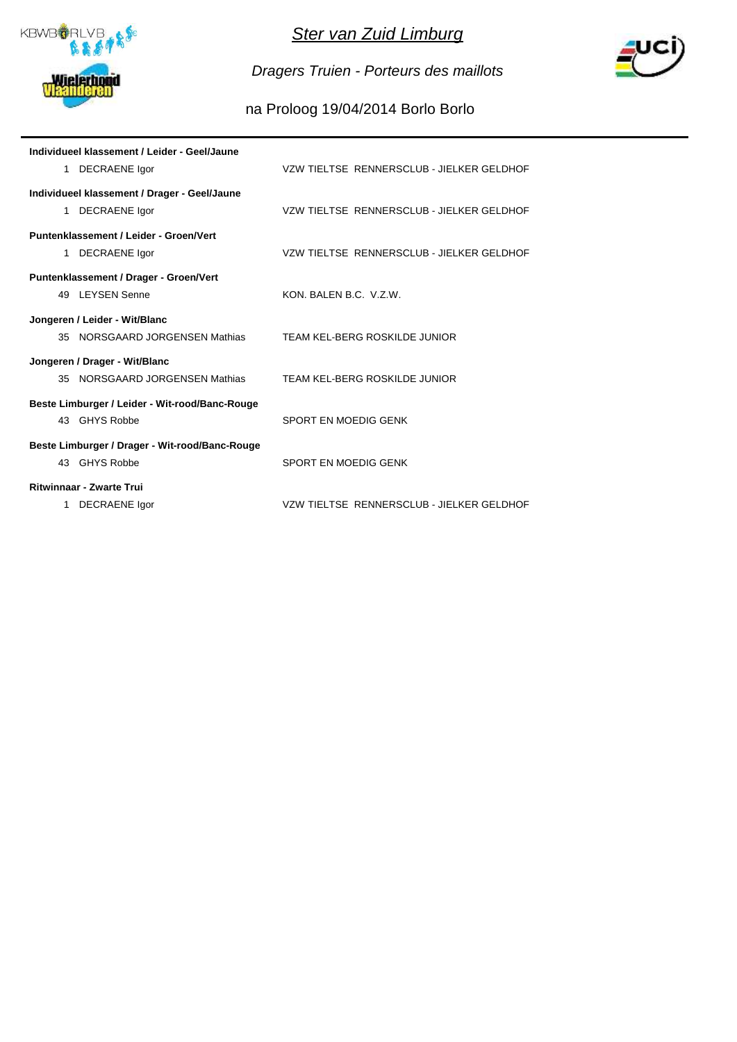# *Ster van Zuid Limburg*

*Dragers Truien - Porteurs des maillots*

na Proloog 19/04/2014 Borlo Borlo

**Individueel klassement / Leider - Geel/Jaune**

1 DECRAENE Igor — VZW TIELTSE RENNERSCLUB - JIELKER GELDHOF

**Individueel klassement / Drager - Geel/Jaune**

1 DECRAENE Igor — VZW TIELTSE RENNERSCLUB - JIELKER GELDHOF

**Puntenklassement / Leider - Groen/Vert**

1 DECRAENE Igor — VZW TIELTSE RENNERSCLUB - JIELKER GELDHOF

**Puntenklassement / Drager - Groen/Vert**

49 LEYSEN Senne — KON. BALEN B.C. V.Z.W.

**Jongeren / Leider - Wit/Blanc**

35 NORSGAARD JORGENSEN Mathias — TEAM KEL-BERG ROSKILDE JUNIOR

**Jongeren / Drager - Wit/Blanc**

35 NORSGAARD JORGENSEN Mathias — TEAM KEL-BERG ROSKILDE JUNIOR

**Beste Limburger / Leider - Wit-rood/Banc-Rouge**

43 GHYS Robbe — SPORT EN MOEDIG GENK

**Beste Limburger / Drager - Wit-rood/Banc-Rouge**

43 GHYS Robbe — SPORT EN MOEDIG GENK

**Ritwinnaar - Zwarte Trui**

1 DECRAENE Igor — VZW TIELTSE RENNERSCLUB - JIELKER GELDHOF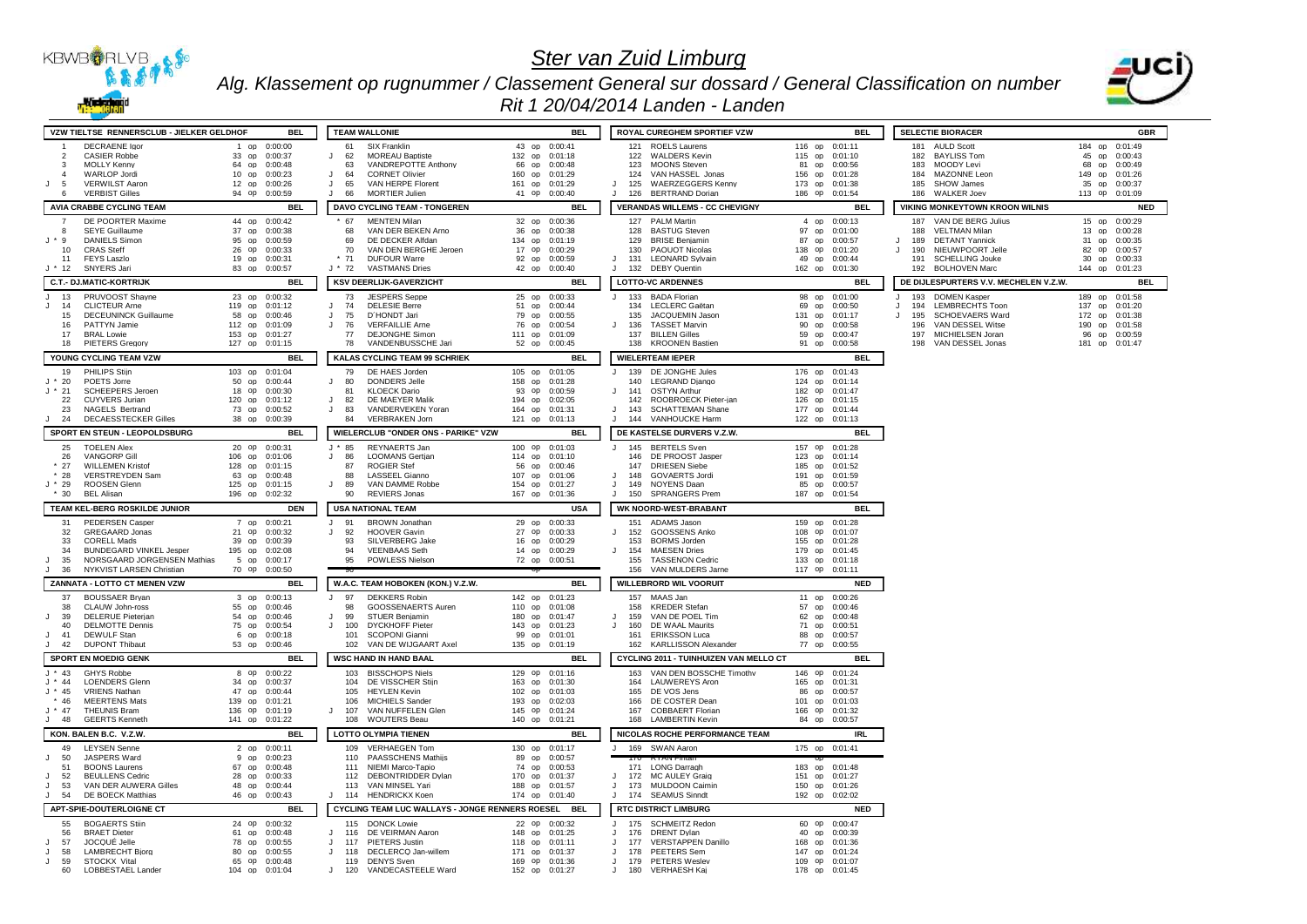# Ster van Zuid Limburg

## Alg. Klassement op rugnummer / Classement General sur dossard / General Classification on number

### Rit 1 20/04/2014 Landen - Landen

### VZW TIELTSE RENNERSCLUB - JIELKER GELDHOF (BEL)

| | Nr | Naam | Plaats | | Tijd |
|---|---|---|---|---|---|
| | 1 | DECRAENE Igor | 1 | op | 0:00:00 |
| | 2 | CASIER Robbe | 33 | op | 0:00:37 |
| | 3 | MOLLY Kenny | 64 | op | 0:00:48 |
| | 4 | WARLOP Jordi | 10 | op | 0:00:23 |
| J | 5 | VERWILST Aaron | 12 | op | 0:00:26 |
| | 6 | VERBIST Gilles | 94 | op | 0:00:59 |

### AVIA CRABBE CYCLING TEAM (BEL)

| | Nr | Naam | Plaats | | Tijd |
|---|---|---|---|---|---|
| | 7 | DE POORTER Maxime | 44 | op | 0:00:42 |
| | 8 | SEYE Guillaume | 37 | op | 0:00:38 |
| J * | 9 | DANIELS Simon | 95 | op | 0:00:59 |
| | 10 | CRAS Steff | 26 | op | 0:00:33 |
| | 11 | FEYS Laszlo | 19 | op | 0:00:31 |
| J * | 12 | SYNAEVE Arne | 83 | op | 0:00:57 |

### C.T.- DJ.MATIC-KORTRIJK (BEL)

| | Nr | Naam | Plaats | | Tijd |
|---|---|---|---|---|---|
| J | 13 | PRUVOOST Shayne | 23 | op | 0:00:32 |
| J | 14 | CLICTEUR Arne | 119 | op | 0:01:12 |
| | 15 | DECEUNINCK Guillaume | 58 | op | 0:00:46 |
| | 16 | PATTYN Jamie | 112 | op | 0:01:09 |
| | 17 | BRAL Lowie | 153 | op | 0:01:27 |
| | 18 | PIETERS Gregory | 127 | op | 0:01:15 |

### YOUNG CYCLING TEAM VZW (BEL)

| | Nr | Naam | Plaats | | Tijd |
|---|---|---|---|---|---|
| | 19 | PHILIPS Stijn | 103 | op | 0:01:04 |
| J * | 20 | POETS Jorre | 50 | op | 0:00:44 |
| J * | 21 | SCHEEPERS Jeroen | 18 | op | 0:00:30 |
| | 22 | CUYVERS Jurian | 120 | op | 0:01:12 |
| | 23 | NAGELS Bertrand | 73 | op | 0:00:52 |
| J | 24 | DECAESSTECKER Gilles | 38 | op | 0:00:39 |

### SPORT EN STEUN - LEOPOLDSBURG (BEL)

| | Nr | Naam | Plaats | | Tijd |
|---|---|---|---|---|---|
| | 25 | TOELEN Alex | 20 | op | 0:00:31 |
| | 26 | VANGORP Gill | 106 | op | 0:01:06 |
| * | 27 | WILLEMEN Kristof | 128 | op | 0:01:15 |
| * | 28 | VERSTREYDEN Sam | 63 | op | 0:00:48 |
| J * | 29 | ROOSEN Glenn | 125 | op | 0:01:15 |
| * | 30 | BEL Alisan | 196 | op | 0:02:32 |

### TEAM KEL-BERG ROSKILDE JUNIOR (DEN)

| | Nr | Naam | Plaats | | Tijd |
|---|---|---|---|---|---|
| | 31 | PEDERSEN Casper | 7 | op | 0:00:21 |
| | 32 | GREGAARD Jonas | 21 | op | 0:00:32 |
| | 33 | CORELL Mads | 39 | op | 0:00:39 |
| | 34 | BUNDEGARD VINKEL Jesper | 195 | op | 0:02:08 |
| J | 35 | NORSGAARD JORGENSEN Mathias | 5 | op | 0:00:17 |
| J | 36 | NYKVIST LARSEN Christian | 70 | op | 0:00:50 |

### ZANNATA - LOTTO CT MENEN VZW (BEL)

| | Nr | Naam | Plaats | | Tijd |
|---|---|---|---|---|---|
| | 37 | BOUSSAER Bryan | 3 | op | 0:00:13 |
| | 38 | CLAUW John-ross | 55 | op | 0:00:46 |
| J | 39 | DELERUE Pieterjan | 54 | op | 0:00:46 |
| | 40 | DELMOTTE Dennis | 75 | op | 0:00:54 |
| J | 41 | DEWULF Stan | 6 | op | 0:00:18 |
| J | 42 | DUPONT Thibaut | 53 | op | 0:00:46 |

### SPORT EN MOEDIG GENK (BEL)

| | Nr | Naam | Plaats | | Tijd |
|---|---|---|---|---|---|
| J * | 43 | GHYS Robbe | 8 | op | 0:00:22 |
| J * | 44 | LOENDERS Glenn | 34 | op | 0:00:37 |
| J * | 45 | VRIENS Nathan | 47 | op | 0:00:44 |
| * | 46 | MEERTENS Mats | 139 | op | 0:01:21 |
| J * | 47 | THEUNIS Bram | 136 | op | 0:01:19 |
| J | 48 | GEERTS Kenneth | 141 | op | 0:01:22 |

### KON. BALEN B.C. V.Z.W. (BEL)

| | Nr | Naam | Plaats | | Tijd |
|---|---|---|---|---|---|
| | 49 | LEYSEN Senne | 2 | op | 0:00:11 |
| J | 50 | JASPERS Ward | 9 | op | 0:00:23 |
| | 51 | BOONS Laurens | 67 | op | 0:00:48 |
| J | 52 | BEULLENS Cedric | 28 | op | 0:00:33 |
| J | 53 | VAN DER AUWERA Gilles | 48 | op | 0:00:44 |
| J | 54 | DE BOECK Matthias | 46 | op | 0:00:43 |

### APT-SPIE-DOUTERLOIGNE CT (BEL)

| | Nr | Naam | Plaats | | Tijd |
|---|---|---|---|---|---|
| | 55 | BOGAERTS Stijn | 24 | op | 0:00:32 |
| | 56 | BRAET Dieter | 61 | op | 0:00:48 |
| J | 57 | JOCQUÉ Jelle | 78 | op | 0:00:55 |
| J | 58 | LAMBRECHT Bjorg | 80 | op | 0:00:55 |
| J | 59 | STOCKX Vital | 65 | op | 0:00:48 |
| | 60 | LOBBESTAEL Lander | 104 | op | 0:01:04 |

### TEAM WALLONIE (BEL)

| | Nr | Naam | Plaats | | Tijd |
|---|---|---|---|---|---|
| | 61 | SIX Franklin | 43 | op | 0:00:41 |
| J | 62 | MOREAU Baptiste | 132 | op | 0:01:18 |
| | 63 | VANDREPOTTE Anthony | 66 | op | 0:00:48 |
| J | 64 | CORNET Olivier | 160 | op | 0:01:29 |
| J | 65 | VAN HERPE Florent | 161 | op | 0:01:29 |
| J | 66 | MORTIER Julien | 41 | op | 0:00:40 |

### DAVO CYCLING TEAM - TONGEREN (BEL)

| | Nr | Naam | Plaats | | Tijd |
|---|---|---|---|---|---|
| * | 67 | MENTEN Milan | 32 | op | 0:00:36 |
| | 68 | VAN DER BEKEN Arno | 36 | op | 0:00:38 |
| | 69 | DE DECKER Alfdan | 134 | op | 0:01:19 |
| | 70 | VAN DEN BERGHE Jeroen | 17 | op | 0:00:29 |
| * | 71 | DUFOUR Warre | 92 | op | 0:00:59 |
| J * | 72 | VASTMANS Dries | 42 | op | 0:00:40 |

### KSV DEERLIJK-GAVERZICHT (BEL)

| | Nr | Naam | Plaats | | Tijd |
|---|---|---|---|---|---|
| | 73 | JESPERS Seppe | 25 | op | 0:00:33 |
| J | 74 | DELESIE Berre | 51 | op | 0:00:44 |
| J | 75 | D'HONDT Jari | 79 | op | 0:00:55 |
| J | 76 | VERFAILLIE Arne | 76 | op | 0:00:54 |
| | 77 | DEJONGHE Simon | 111 | op | 0:01:09 |
| | 78 | VANDENBUSSCHE Jari | 52 | op | 0:00:45 |

### KALAS CYCLING TEAM 99 SCHRIEK (BEL)

| | Nr | Naam | Plaats | | Tijd |
|---|---|---|---|---|---|
| | 79 | DE HAES Jorden | 105 | op | 0:01:05 |
| J | 80 | DONDERS Jelle | 158 | op | 0:01:28 |
| | 81 | KLOECK Dario | 93 | op | 0:00:59 |
| J | 82 | DE MAEYER Malik | 194 | op | 0:02:05 |
| J | 83 | VANDERVEKEN Yoran | 164 | op | 0:01:31 |
| | 84 | VERBRAKEN Jorn | 121 | op | 0:01:13 |

### WIELERCLUB "ONDER ONS - PARIKE" VZW (BEL)

| | Nr | Naam | Plaats | | Tijd |
|---|---|---|---|---|---|
| J * | 85 | REYNAERTS Jan | 100 | op | 0:01:03 |
| J | 86 | LOOMANS Gertjan | 114 | op | 0:01:10 |
| | 87 | ROGIER Stef | 56 | op | 0:00:46 |
| | 88 | LASSEEL Gianno | 107 | op | 0:01:06 |
| J | 89 | VAN DAMME Robbe | 154 | op | 0:01:27 |
| | 90 | REVIERS Jonas | 167 | op | 0:01:36 |

### USA NATIONAL TEAM (USA)

| | Nr | Naam | Plaats | | Tijd |
|---|---|---|---|---|---|
| J | 91 | BROWN Jonathan | 29 | op | 0:00:33 |
| J | 92 | HOOVER Gavin | 27 | op | 0:00:33 |
| | 93 | SILVERBERG Jake | 16 | op | 0:00:29 |
| | 94 | VEENBAAS Seth | 14 | op | 0:00:29 |
| | 95 | POWLESS Nielson | 72 | op | 0:00:51 |
| | 96 | | | op | |

### W.A.C. TEAM HOBOKEN (KON.) V.Z.W. (BEL)

| | Nr | Naam | Plaats | | Tijd |
|---|---|---|---|---|---|
| J | 97 | DEKKERS Robin | 142 | op | 0:01:23 |
| | 98 | GOOSSENAERTS Auren | 110 | op | 0:01:08 |
| J | 99 | STUER Benjamin | 180 | op | 0:01:47 |
| J | 100 | DYCKHOFF Pieter | 143 | op | 0:01:23 |
| | 101 | SCOPONI Gianni | 99 | op | 0:01:01 |
| | 102 | VAN DE WIJGAART Axel | 135 | op | 0:01:19 |

### WSC HAND IN HAND BAAL (BEL)

| | Nr | Naam | Plaats | | Tijd |
|---|---|---|---|---|---|
| | 103 | BISSCHOPS Niels | 129 | op | 0:01:16 |
| | 104 | DE VISSCHER Stijn | 163 | op | 0:01:30 |
| | 105 | HEYLEN Kevin | 102 | op | 0:01:03 |
| | 106 | MICHIELS Sander | 193 | op | 0:02:03 |
| J | 107 | VAN NUFFELEN Glen | 145 | op | 0:01:24 |
| | 108 | WOUTERS Beau | 140 | op | 0:01:21 |

### LOTTO OLYMPIA TIENEN (BEL)

| | Nr | Naam | Plaats | | Tijd |
|---|---|---|---|---|---|
| | 109 | VERHAEGEN Tom | 130 | op | 0:01:17 |
| | 110 | PAASSCHENS Mathijs | 89 | op | 0:00:57 |
| | 111 | NIEMI Marco-Tapio | 74 | op | 0:00:53 |
| | 112 | DEBONTRIDDER Dylan | 170 | op | 0:01:37 |
| | 113 | VAN MINSEL Yari | 188 | op | 0:01:57 |
| J | 114 | HENDRICKX Koen | 174 | op | 0:01:40 |

### CYCLING TEAM LUC WALLAYS - JONGE RENNERS ROESEL (BEL)

| | Nr | Naam | Plaats | | Tijd |
|---|---|---|---|---|---|
| | 115 | DONCK Lowie | 22 | op | 0:00:32 |
| J | 116 | DE VEIRMAN Aaron | 148 | op | 0:01:25 |
| J | 117 | PIETERS Justin | 118 | op | 0:01:11 |
| J | 118 | DECLERCQ Jan-willem | 171 | op | 0:01:37 |
| | 119 | DENYS Sven | 169 | op | 0:01:36 |
| J | 120 | VANDECASTEELE Ward | 152 | op | 0:01:27 |

### ROYAL CUREGHEM SPORTIEF VZW (BEL)

| | Nr | Naam | Plaats | | Tijd |
|---|---|---|---|---|---|
| | 121 | ROELS Laurens | 116 | op | 0:01:11 |
| | 122 | WALDERS Kevin | 115 | op | 0:01:10 |
| | 123 | MOONS Steven | 81 | op | 0:00:56 |
| | 124 | VAN HASSEL Jonas | 156 | op | 0:01:28 |
| J | 125 | WAERZEGGERS Kenny | 173 | op | 0:01:38 |
| J | 126 | BERTRAND Dorian | 186 | op | 0:01:54 |

### VERANDAS WILLEMS - CC CHEVIGNY (BEL)

| | Nr | Naam | Plaats | | Tijd |
|---|---|---|---|---|---|
| | 127 | PALM Martin | 4 | op | 0:00:13 |
| | 128 | BASTUG Steven | 97 | op | 0:01:00 |
| | 129 | BRISE Benjamin | 87 | op | 0:00:57 |
| | 130 | PAOUOT Nicolas | 138 | op | 0:01:20 |
| J | 131 | LEONARD Sylvain | 49 | op | 0:00:44 |
| J | 132 | DEBY Quentin | 162 | op | 0:01:30 |

### LOTTO-VC ARDENNES (BEL)

| | Nr | Naam | Plaats | | Tijd |
|---|---|---|---|---|---|
| J | 133 | BADA Florian | 98 | op | 0:01:00 |
| | 134 | LECLERC Gaëtan | 69 | op | 0:00:50 |
| | 135 | JACQUEMIN Jason | 131 | op | 0:01:17 |
| J | 136 | TASSET Marvin | 90 | op | 0:00:58 |
| | 137 | BILLEN Gilles | 59 | op | 0:00:47 |
| | 138 | KROONEN Bastien | 91 | op | 0:00:58 |

### WIELERTEAM IEPER (BEL)

| | Nr | Naam | Plaats | | Tijd |
|---|---|---|---|---|---|
| J | 139 | DE JONGHE Jules | 176 | op | 0:01:43 |
| | 140 | LEGRAND Django | 124 | op | 0:01:14 |
| J | 141 | OSTYN Arthur | 182 | op | 0:01:47 |
| | 142 | ROOBROECK Pieter-jan | 126 | op | 0:01:15 |
| J | 143 | SCHATTEMAN Shane | 177 | op | 0:01:44 |
| J | 144 | VANHOUCKE Harm | 122 | op | 0:01:13 |

### DE KASTELSE DURVERS V.Z.W. (BEL)

| | Nr | Naam | Plaats | | Tijd |
|---|---|---|---|---|---|
| J | 145 | BERTELS Sven | 157 | op | 0:01:28 |
| | 146 | DE PROOST Jasper | 123 | op | 0:01:14 |
| | 147 | DRIESEN Siebe | 185 | op | 0:01:52 |
| J | 148 | GOVAERTS Jordi | 191 | op | 0:01:59 |
| J | 149 | NOYENS Daan | 85 | op | 0:00:57 |
| J | 150 | SPRANGERS Prem | 187 | op | 0:01:54 |

### WK NOORD-WEST-BRABANT (BEL)

| | Nr | Naam | Plaats | | Tijd |
|---|---|---|---|---|---|
| | 151 | ADAMS Jason | 159 | op | 0:01:28 |
| J | 152 | GOOSSENS Anko | 108 | op | 0:01:07 |
| | 153 | BORMS Jorden | 155 | op | 0:01:28 |
| J | 154 | MAESEN Dries | 179 | op | 0:01:45 |
| | 155 | TASSENON Cedric | 133 | op | 0:01:18 |
| | 156 | VAN MULDERS Jarne | 117 | op | 0:01:11 |

### WILLEBRORD WIL VOORUIT (NED)

| | Nr | Naam | Plaats | | Tijd |
|---|---|---|---|---|---|
| | 157 | MAAS Jan | 11 | op | 0:00:26 |
| | 158 | KREDER Stefan | 57 | op | 0:00:46 |
| J | 159 | VAN DE POEL Tim | 62 | op | 0:00:48 |
| J | 160 | DE WAAL Maurits | 71 | op | 0:00:51 |
| | 161 | ERIKSSON Luca | 88 | op | 0:00:57 |
| | 162 | KARLLISSON Alexander | 77 | op | 0:00:55 |

### CYCLING 2011 - TUINHUIZEN VAN MELLO CT (BEL)

| | Nr | Naam | Plaats | | Tijd |
|---|---|---|---|---|---|
| | 163 | VAN DEN BOSSCHE Timothy | 146 | op | 0:01:24 |
| | 164 | LAUWEREYS Aron | 165 | op | 0:01:31 |
| | 165 | DE VOS Jens | 86 | op | 0:00:57 |
| | 166 | DE COSTER Dean | 101 | op | 0:01:03 |
| | 167 | COBBAERT Florian | 166 | op | 0:01:32 |
| | 168 | LAMBERTIN Kevin | 84 | op | 0:00:57 |

### NICOLAS ROCHE PERFORMANCE TEAM (IRL)

| | Nr | Naam | Plaats | | Tijd |
|---|---|---|---|---|---|
| J | 169 | SWAN Aaron | 175 | op | 0:01:41 |
| | 170 | RYAN Fintan | | op | |
| | 171 | LONG Darragh | 183 | op | 0:01:48 |
| J | 172 | MC AULEY Graig | 151 | op | 0:01:27 |
| J | 173 | MULDOON Caimin | 150 | op | 0:01:26 |
| J | 174 | SEAMUS Sinndt | 192 | op | 0:02:02 |

### RTC DISTRICT LIMBURG (NED)

| | Nr | Naam | Plaats | | Tijd |
|---|---|---|---|---|---|
| J | 175 | SCHMEITZ Redon | 60 | op | 0:00:47 |
| J | 176 | DRENT Dylan | 40 | op | 0:00:39 |
| J | 177 | VERSTAPPEN Danillo | 168 | op | 0:01:36 |
| J | 178 | PEETERS Sem | 147 | op | 0:01:24 |
| J | 179 | PETERS Wesley | 109 | op | 0:01:07 |
| J | 180 | VERHAESH Kai | 178 | op | 0:01:45 |

### SELECTIE BIORACER (GBR)

| | Nr | Naam | Plaats | | Tijd |
|---|---|---|---|---|---|
| | 181 | AULD Scott | 184 | op | 0:01:49 |
| | 182 | BAYLISS Tom | 45 | op | 0:00:43 |
| | 183 | MOODY Levi | 68 | op | 0:00:49 |
| | 184 | MAZONNE Leon | 149 | op | 0:01:26 |
| | 185 | SHOW James | 35 | op | 0:00:37 |
| | 186 | WALKER Joey | 113 | op | 0:01:09 |

### VIKING MONKEYTOWN KROON WILNIS (NED)

| | Nr | Naam | Plaats | | Tijd |
|---|---|---|---|---|---|
| | 187 | VAN DE BERG Julius | 15 | op | 0:00:29 |
| | 188 | VELTMAN Milan | 13 | op | 0:00:28 |
| J | 189 | DETANT Yannick | 31 | op | 0:00:35 |
| J | 190 | NIEUWPOORT Jelle | 82 | op | 0:00:57 |
| | 191 | SCHELLING Jouke | 30 | op | 0:00:33 |
| | 192 | BOLHOVEN Marc | 144 | op | 0:01:23 |

### DE DIJLESPURTERS V.V. MECHELEN V.Z.W. (BEL)

| | Nr | Naam | Plaats | | Tijd |
|---|---|---|---|---|---|
| J | 193 | DOMEN Kasper | 189 | op | 0:01:58 |
| J | 194 | LEMBRECHTS Toon | 137 | op | 0:01:20 |
| J | 195 | SCHOEVAERS Ward | 172 | op | 0:01:38 |
| | 196 | VAN DESSEL Witse | 190 | op | 0:01:58 |
| | 197 | MICHIELSEN Joran | 96 | op | 0:00:59 |
| | 198 | VAN DESSEL Jonas | 181 | op | 0:01:47 |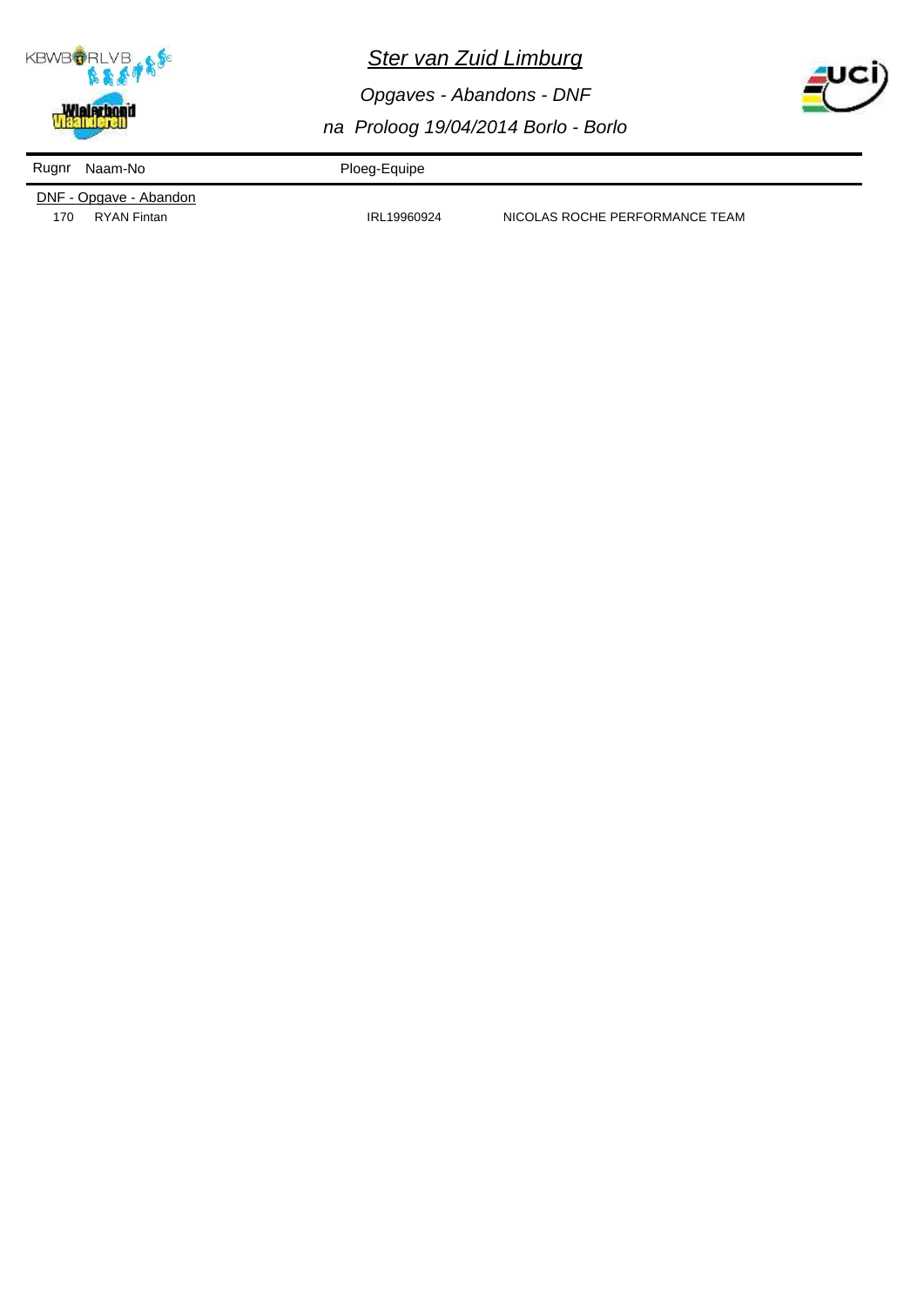# Ster van Zuid Limburg

*Opgaves - Abandons - DNF*

*na Proloog 19/04/2014 Borlo - Borlo*

| Rugnr | Naam-No | Ploeg-Equipe | |
|---|---|---|---|
| DNF - Opgave - Abandon | | | |
| 170 | RYAN Fintan | IRL19960924 | NICOLAS ROCHE PERFORMANCE TEAM |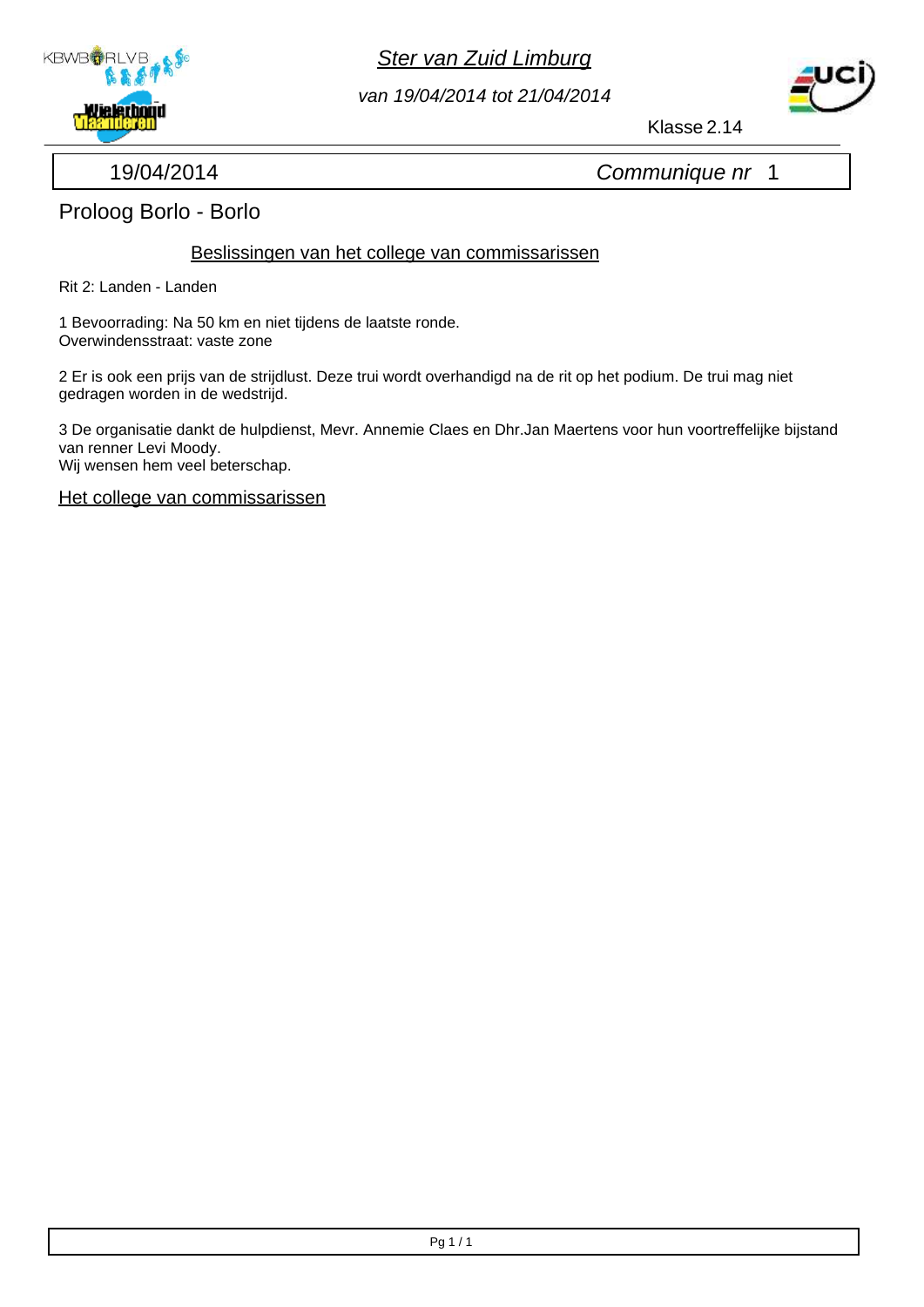*Ster van Zuid Limburg*

*van 19/04/2014 tot 21/04/2014*

Klasse 2.14

19/04/2014 *Communique nr* 1

## Proloog Borlo - Borlo

### Beslissingen van het college van commissarissen

Rit 2: Landen - Landen

1 Bevoorrading: Na 50 km en niet tijdens de laatste ronde.
Overwindensstraat: vaste zone

2 Er is ook een prijs van de strijdlust. Deze trui wordt overhandigd na de rit op het podium. De trui mag niet gedragen worden in de wedstrijd.

3 De organisatie dankt de hulpdienst, Mevr. Annemie Claes en Dhr.Jan Maertens voor hun voortreffelijke bijstand van renner Levi Moody.
Wij wensen hem veel beterschap.

Het college van commissarissen